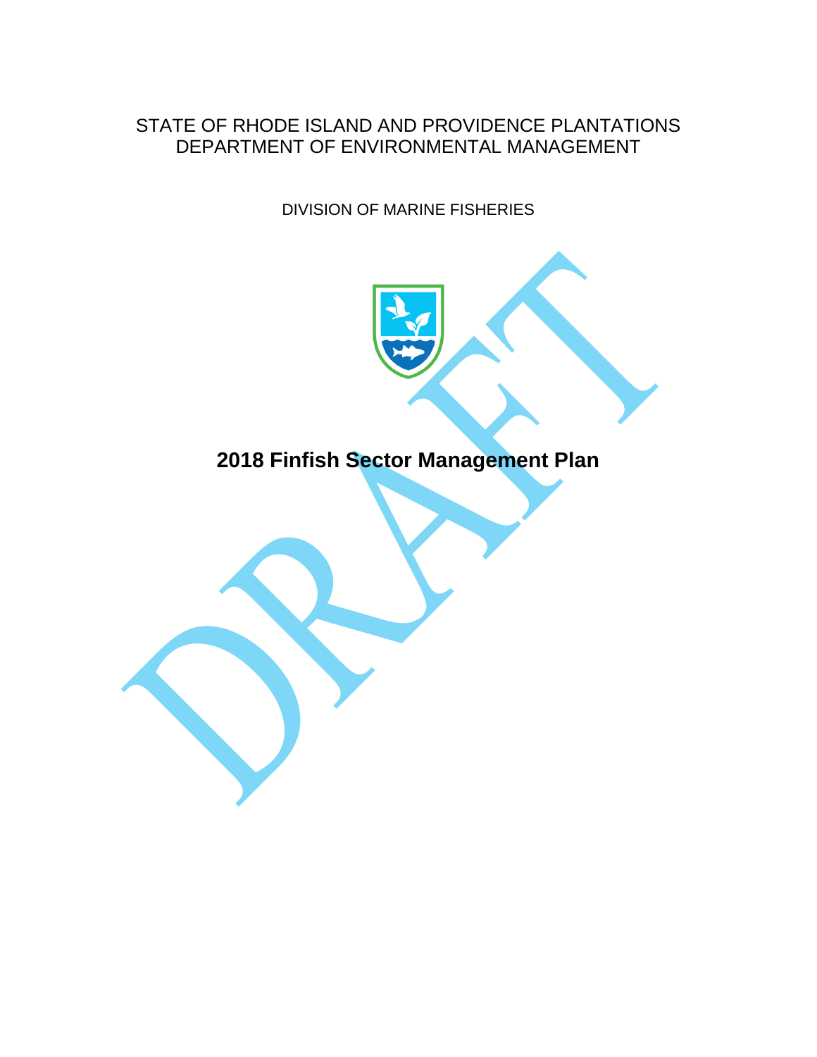STATE OF RHODE ISLAND AND PROVIDENCE PLANTATIONS
DEPARTMENT OF ENVIRONMENTAL MANAGEMENT

DIVISION OF MARINE FISHERIES

# 2018 Finfish Sector Management Plan

DRAFT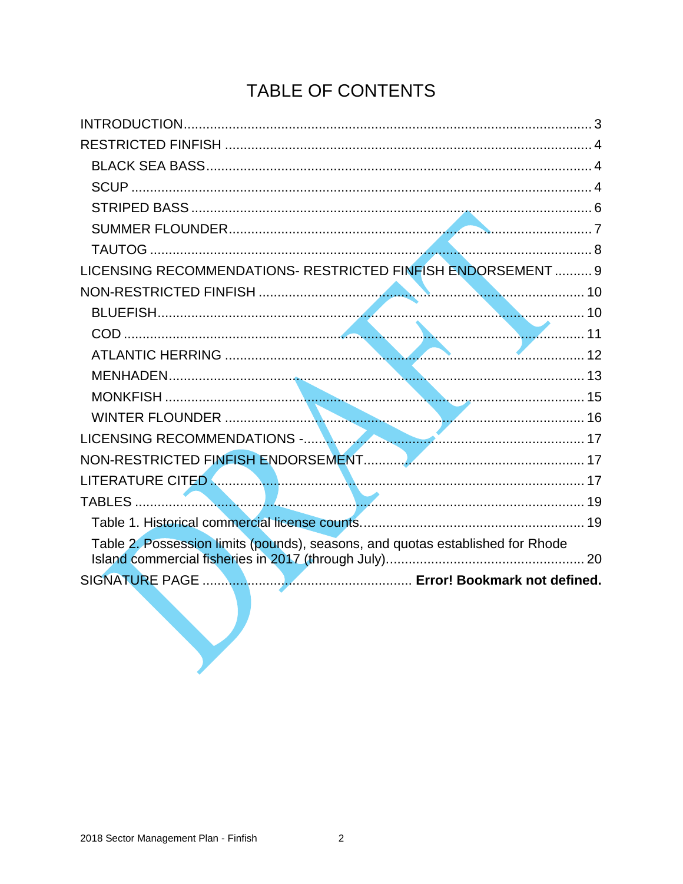# TABLE OF CONTENTS

INTRODUCTION.......................................................................................................... 3
RESTRICTED FINFISH ................................................................................................ 4
  BLACK SEA BASS..................................................................................................... 4
  SCUP ........................................................................................................................ 4
  STRIPED BASS ......................................................................................................... 6
  SUMMER FLOUNDER................................................................................................ 7
  TAUTOG ................................................................................................................... 8
LICENSING RECOMMENDATIONS- RESTRICTED FINFISH ENDORSEMENT .......... 9
NON-RESTRICTED FINFISH ...................................................................................... 10
  BLUEFISH................................................................................................................. 10
  COD ......................................................................................................................... 11
  ATLANTIC HERRING ............................................................................................... 12
  MENHADEN.............................................................................................................. 13
  MONKFISH ............................................................................................................... 15
  WINTER FLOUNDER ............................................................................................... 16
LICENSING RECOMMENDATIONS -.......................................................................... 17
NON-RESTRICTED FINFISH ENDORSEMENT........................................................... 17
LITERATURE CITED .................................................................................................. 17
TABLES ...................................................................................................................... 19
  Table 1. Historical commercial license counts........................................................... 19
  Table 2. Possession limits (pounds), seasons, and quotas established for Rhode Island commercial fisheries in 2017 (through July).................................................... 20
SIGNATURE PAGE ....................................................... **Error! Bookmark not defined.**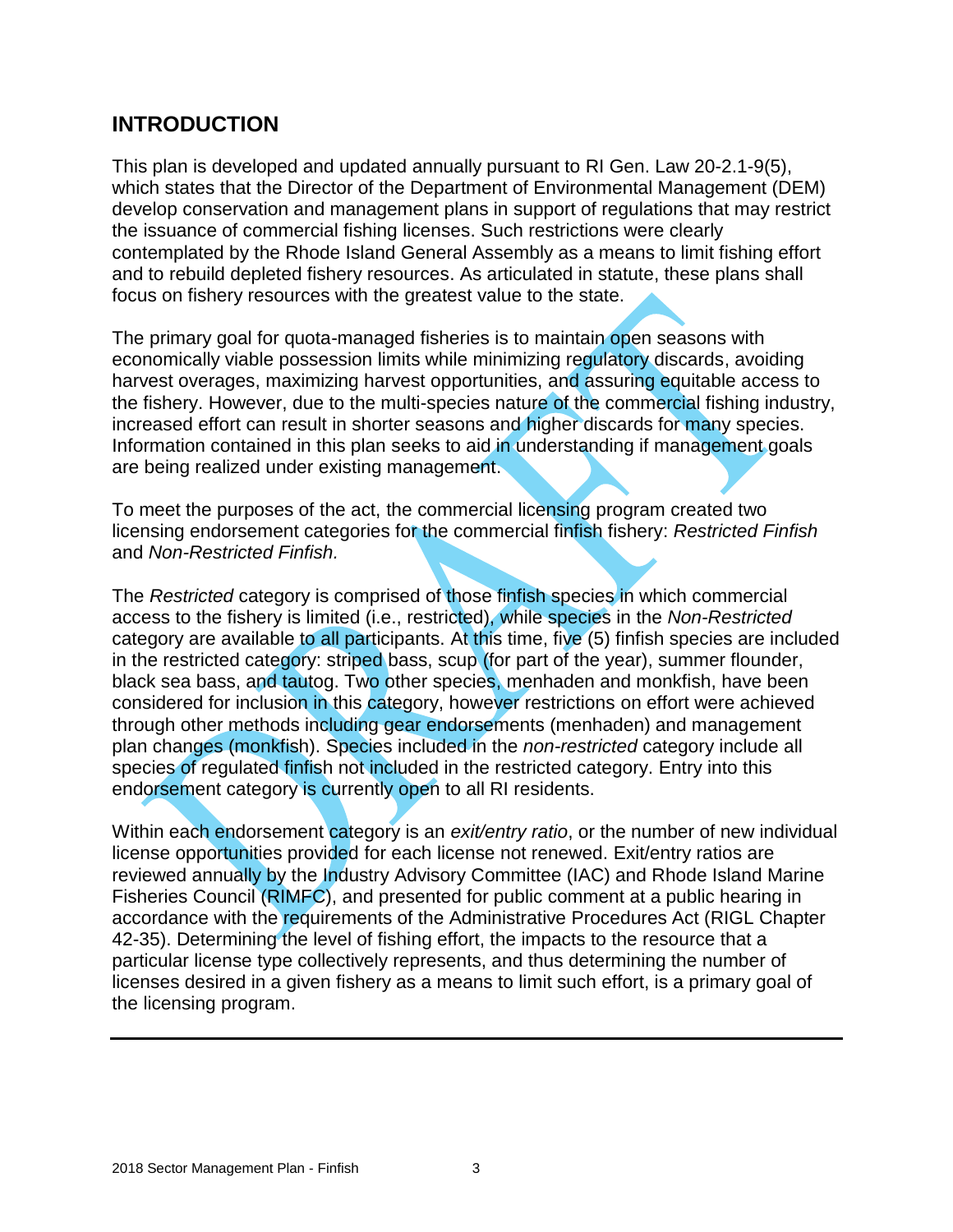## INTRODUCTION

This plan is developed and updated annually pursuant to RI Gen. Law 20-2.1-9(5), which states that the Director of the Department of Environmental Management (DEM) develop conservation and management plans in support of regulations that may restrict the issuance of commercial fishing licenses. Such restrictions were clearly contemplated by the Rhode Island General Assembly as a means to limit fishing effort and to rebuild depleted fishery resources. As articulated in statute, these plans shall focus on fishery resources with the greatest value to the state.

The primary goal for quota-managed fisheries is to maintain open seasons with economically viable possession limits while minimizing regulatory discards, avoiding harvest overages, maximizing harvest opportunities, and assuring equitable access to the fishery. However, due to the multi-species nature of the commercial fishing industry, increased effort can result in shorter seasons and higher discards for many species. Information contained in this plan seeks to aid in understanding if management goals are being realized under existing management.

To meet the purposes of the act, the commercial licensing program created two licensing endorsement categories for the commercial finfish fishery: *Restricted Finfish* and *Non-Restricted Finfish.*

The *Restricted* category is comprised of those finfish species in which commercial access to the fishery is limited (i.e., restricted), while species in the *Non-Restricted* category are available to all participants. At this time, five (5) finfish species are included in the restricted category: striped bass, scup (for part of the year), summer flounder, black sea bass, and tautog. Two other species, menhaden and monkfish, have been considered for inclusion in this category, however restrictions on effort were achieved through other methods including gear endorsements (menhaden) and management plan changes (monkfish). Species included in the *non-restricted* category include all species of regulated finfish not included in the restricted category. Entry into this endorsement category is currently open to all RI residents.

Within each endorsement category is an *exit/entry ratio*, or the number of new individual license opportunities provided for each license not renewed. Exit/entry ratios are reviewed annually by the Industry Advisory Committee (IAC) and Rhode Island Marine Fisheries Council (RIMFC), and presented for public comment at a public hearing in accordance with the requirements of the Administrative Procedures Act (RIGL Chapter 42-35). Determining the level of fishing effort, the impacts to the resource that a particular license type collectively represents, and thus determining the number of licenses desired in a given fishery as a means to limit such effort, is a primary goal of the licensing program.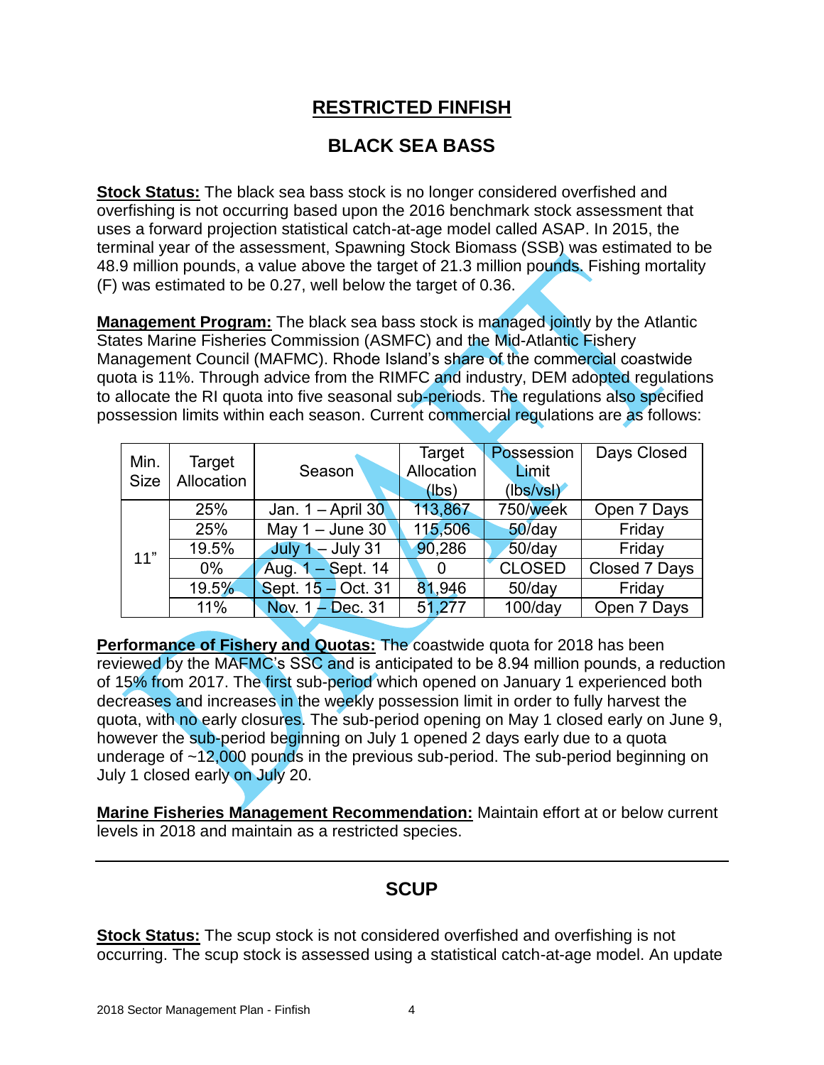## RESTRICTED FINFISH

### BLACK SEA BASS

**Stock Status:** The black sea bass stock is no longer considered overfished and overfishing is not occurring based upon the 2016 benchmark stock assessment that uses a forward projection statistical catch-at-age model called ASAP. In 2015, the terminal year of the assessment, Spawning Stock Biomass (SSB) was estimated to be 48.9 million pounds, a value above the target of 21.3 million pounds. Fishing mortality (F) was estimated to be 0.27, well below the target of 0.36.

**Management Program:** The black sea bass stock is managed jointly by the Atlantic States Marine Fisheries Commission (ASMFC) and the Mid-Atlantic Fishery Management Council (MAFMC). Rhode Island's share of the commercial coastwide quota is 11%. Through advice from the RIMFC and industry, DEM adopted regulations to allocate the RI quota into five seasonal sub-periods. The regulations also specified possession limits within each season. Current commercial regulations are as follows:

| Min. Size | Target Allocation | Season | Target Allocation (lbs) | Possession Limit (lbs/vsl) | Days Closed |
|---|---|---|---|---|---|
| 11" | 25% | Jan. 1 – April 30 | 113,867 | 750/week | Open 7 Days |
| | 25% | May 1 – June 30 | 115,506 | 50/day | Friday |
| | 19.5% | July 1 – July 31 | 90,286 | 50/day | Friday |
| | 0% | Aug. 1 – Sept. 14 | 0 | CLOSED | Closed 7 Days |
| | 19.5% | Sept. 15 – Oct. 31 | 81,946 | 50/day | Friday |
| | 11% | Nov. 1 – Dec. 31 | 51,277 | 100/day | Open 7 Days |

**Performance of Fishery and Quotas:** The coastwide quota for 2018 has been reviewed by the MAFMC's SSC and is anticipated to be 8.94 million pounds, a reduction of 15% from 2017. The first sub-period which opened on January 1 experienced both decreases and increases in the weekly possession limit in order to fully harvest the quota, with no early closures. The sub-period opening on May 1 closed early on June 9, however the sub-period beginning on July 1 opened 2 days early due to a quota underage of ~12,000 pounds in the previous sub-period. The sub-period beginning on July 1 closed early on July 20.

**Marine Fisheries Management Recommendation:** Maintain effort at or below current levels in 2018 and maintain as a restricted species.

---

### SCUP

**Stock Status:** The scup stock is not considered overfished and overfishing is not occurring. The scup stock is assessed using a statistical catch-at-age model. An update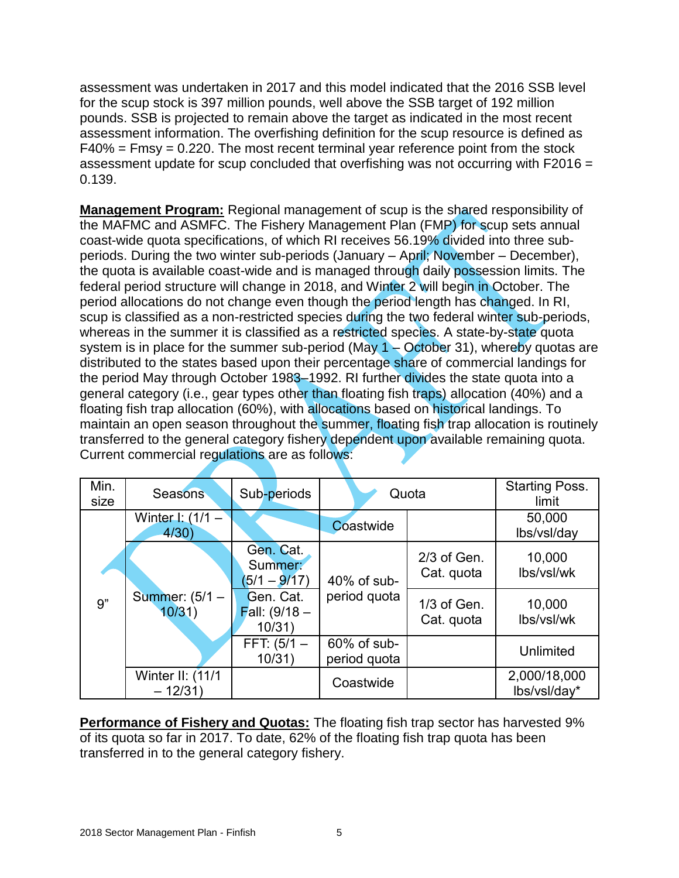assessment was undertaken in 2017 and this model indicated that the 2016 SSB level for the scup stock is 397 million pounds, well above the SSB target of 192 million pounds. SSB is projected to remain above the target as indicated in the most recent assessment information. The overfishing definition for the scup resource is defined as $F40\% = Fmsy = 0.220$. The most recent terminal year reference point from the stock assessment update for scup concluded that overfishing was not occurring with $F2016 = 0.139$.

**Management Program:** Regional management of scup is the shared responsibility of the MAFMC and ASMFC. The Fishery Management Plan (FMP) for scup sets annual coast-wide quota specifications, of which RI receives 56.19% divided into three sub-periods. During the two winter sub-periods (January – April; November – December), the quota is available coast-wide and is managed through daily possession limits. The federal period structure will change in 2018, and Winter 2 will begin in October. The period allocations do not change even though the period length has changed. In RI, scup is classified as a non-restricted species during the two federal winter sub-periods, whereas in the summer it is classified as a restricted species. A state-by-state quota system is in place for the summer sub-period (May 1 – October 31), whereby quotas are distributed to the states based upon their percentage share of commercial landings for the period May through October 1983–1992. RI further divides the state quota into a general category (i.e., gear types other than floating fish traps) allocation (40%) and a floating fish trap allocation (60%), with allocations based on historical landings. To maintain an open season throughout the summer, floating fish trap allocation is routinely transferred to the general category fishery dependent upon available remaining quota. Current commercial regulations are as follows:

| Min. size | Seasons | Sub-periods | Quota | | Starting Poss. limit |
|---|---|---|---|---|---|
| 9" | Winter I: (1/1 – 4/30) | | Coastwide | | 50,000 lbs/vsl/day |
| | Summer: (5/1 – 10/31) | Gen. Cat. Summer: (5/1 – 9/17) | 40% of sub-period quota | 2/3 of Gen. Cat. quota | 10,000 lbs/vsl/wk |
| | | Gen. Cat. Fall: (9/18 – 10/31) | | 1/3 of Gen. Cat. quota | 10,000 lbs/vsl/wk |
| | | FFT: (5/1 – 10/31) | 60% of sub-period quota | | Unlimited |
| | Winter II: (11/1 – 12/31) | | Coastwide | | 2,000/18,000 lbs/vsl/day* |

**Performance of Fishery and Quotas:** The floating fish trap sector has harvested 9% of its quota so far in 2017. To date, 62% of the floating fish trap quota has been transferred in to the general category fishery.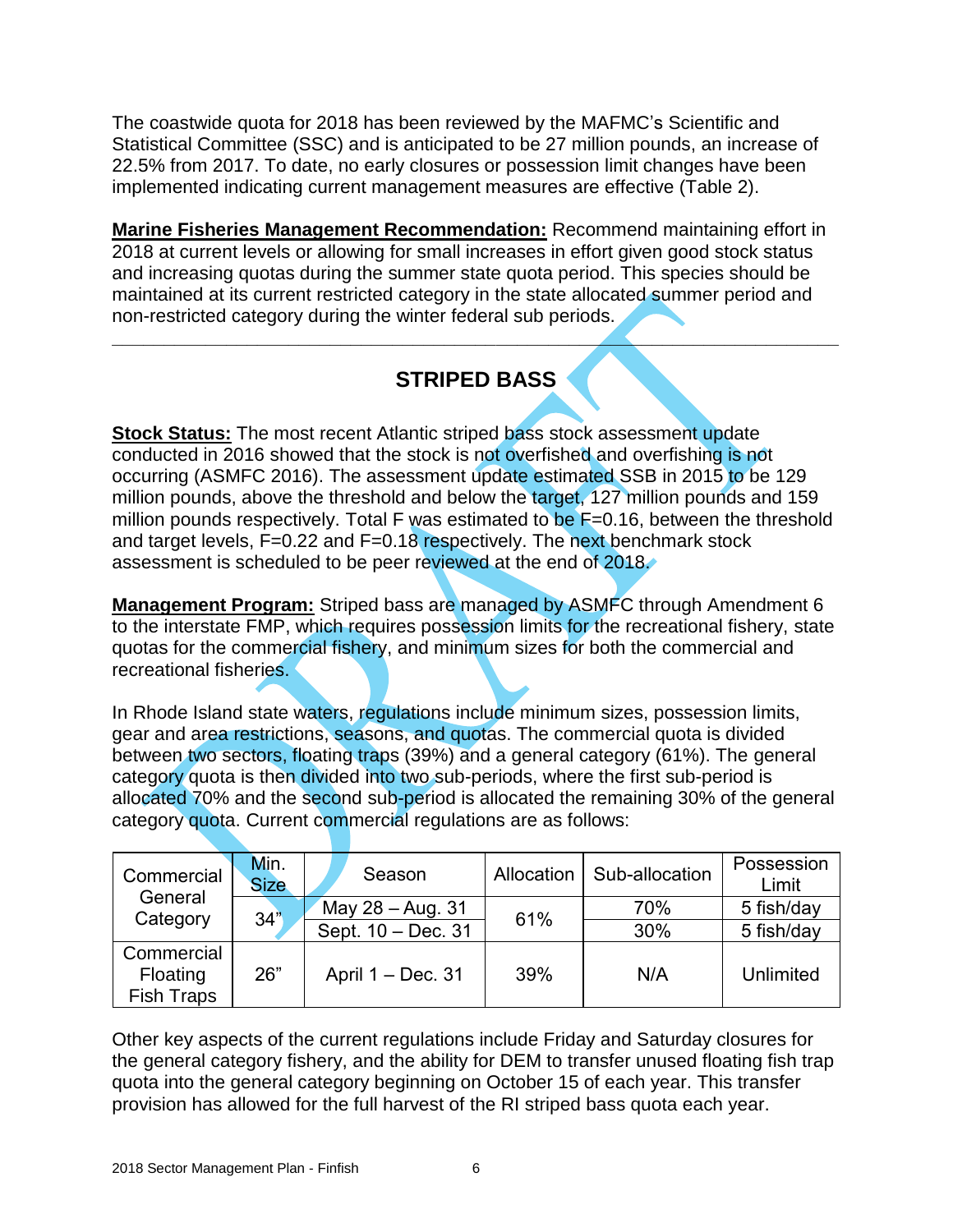The coastwide quota for 2018 has been reviewed by the MAFMC's Scientific and Statistical Committee (SSC) and is anticipated to be 27 million pounds, an increase of 22.5% from 2017. To date, no early closures or possession limit changes have been implemented indicating current management measures are effective (Table 2).

**Marine Fisheries Management Recommendation:** Recommend maintaining effort in 2018 at current levels or allowing for small increases in effort given good stock status and increasing quotas during the summer state quota period. This species should be maintained at its current restricted category in the state allocated summer period and non-restricted category during the winter federal sub periods.

---

## STRIPED BASS

**Stock Status:** The most recent Atlantic striped bass stock assessment update conducted in 2016 showed that the stock is not overfished and overfishing is not occurring (ASMFC 2016). The assessment update estimated SSB in 2015 to be 129 million pounds, above the threshold and below the target, 127 million pounds and 159 million pounds respectively. Total F was estimated to be F=0.16, between the threshold and target levels, F=0.22 and F=0.18 respectively. The next benchmark stock assessment is scheduled to be peer reviewed at the end of 2018.

**Management Program:** Striped bass are managed by ASMFC through Amendment 6 to the interstate FMP, which requires possession limits for the recreational fishery, state quotas for the commercial fishery, and minimum sizes for both the commercial and recreational fisheries.

In Rhode Island state waters, regulations include minimum sizes, possession limits, gear and area restrictions, seasons, and quotas. The commercial quota is divided between two sectors, floating traps (39%) and a general category (61%). The general category quota is then divided into two sub-periods, where the first sub-period is allocated 70% and the second sub-period is allocated the remaining 30% of the general category quota. Current commercial regulations are as follows:

| | Min. Size | Season | Allocation | Sub-allocation | Possession Limit |
|---|---|---|---|---|---|
| Commercial General Category | 34" | May 28 – Aug. 31 | 61% | 70% | 5 fish/day |
| | | Sept. 10 – Dec. 31 | | 30% | 5 fish/day |
| Commercial Floating Fish Traps | 26" | April 1 – Dec. 31 | 39% | N/A | Unlimited |

Other key aspects of the current regulations include Friday and Saturday closures for the general category fishery, and the ability for DEM to transfer unused floating fish trap quota into the general category beginning on October 15 of each year. This transfer provision has allowed for the full harvest of the RI striped bass quota each year.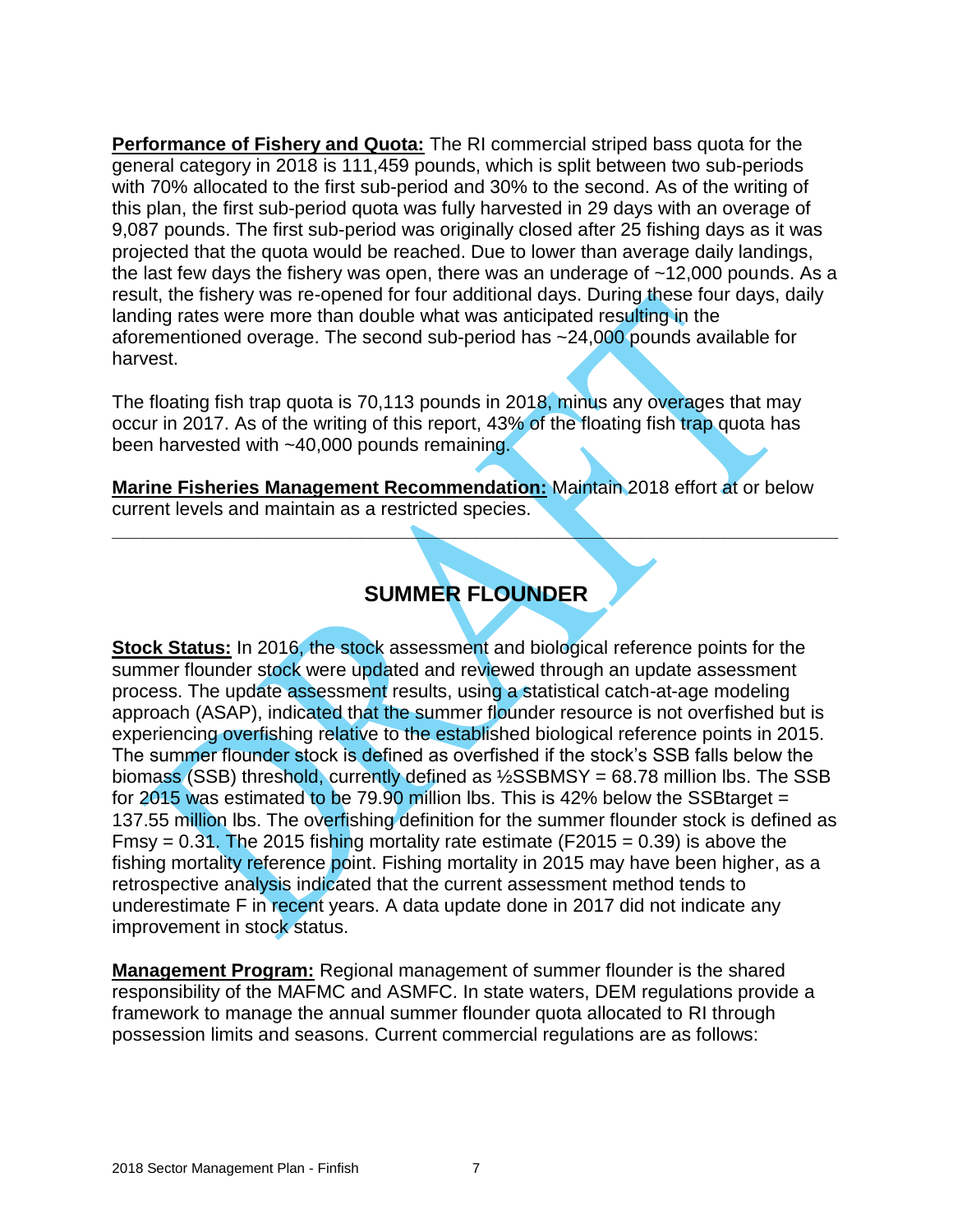**Performance of Fishery and Quota:** The RI commercial striped bass quota for the general category in 2018 is 111,459 pounds, which is split between two sub-periods with 70% allocated to the first sub-period and 30% to the second. As of the writing of this plan, the first sub-period quota was fully harvested in 29 days with an overage of 9,087 pounds. The first sub-period was originally closed after 25 fishing days as it was projected that the quota would be reached. Due to lower than average daily landings, the last few days the fishery was open, there was an underage of ~12,000 pounds. As a result, the fishery was re-opened for four additional days. During these four days, daily landing rates were more than double what was anticipated resulting in the aforementioned overage. The second sub-period has ~24,000 pounds available for harvest.

The floating fish trap quota is 70,113 pounds in 2018, minus any overages that may occur in 2017. As of the writing of this report, 43% of the floating fish trap quota has been harvested with ~40,000 pounds remaining.

**Marine Fisheries Management Recommendation:** Maintain 2018 effort at or below current levels and maintain as a restricted species.

---

## SUMMER FLOUNDER

**Stock Status:** In 2016, the stock assessment and biological reference points for the summer flounder stock were updated and reviewed through an update assessment process. The update assessment results, using a statistical catch-at-age modeling approach (ASAP), indicated that the summer flounder resource is not overfished but is experiencing overfishing relative to the established biological reference points in 2015. The summer flounder stock is defined as overfished if the stock's SSB falls below the biomass (SSB) threshold, currently defined as ½SSBMSY = 68.78 million lbs. The SSB for 2015 was estimated to be 79.90 million lbs. This is 42% below the SSBtarget = 137.55 million lbs. The overfishing definition for the summer flounder stock is defined as Fmsy = 0.31. The 2015 fishing mortality rate estimate (F2015 = 0.39) is above the fishing mortality reference point. Fishing mortality in 2015 may have been higher, as a retrospective analysis indicated that the current assessment method tends to underestimate F in recent years. A data update done in 2017 did not indicate any improvement in stock status.

**Management Program:** Regional management of summer flounder is the shared responsibility of the MAFMC and ASMFC. In state waters, DEM regulations provide a framework to manage the annual summer flounder quota allocated to RI through possession limits and seasons. Current commercial regulations are as follows: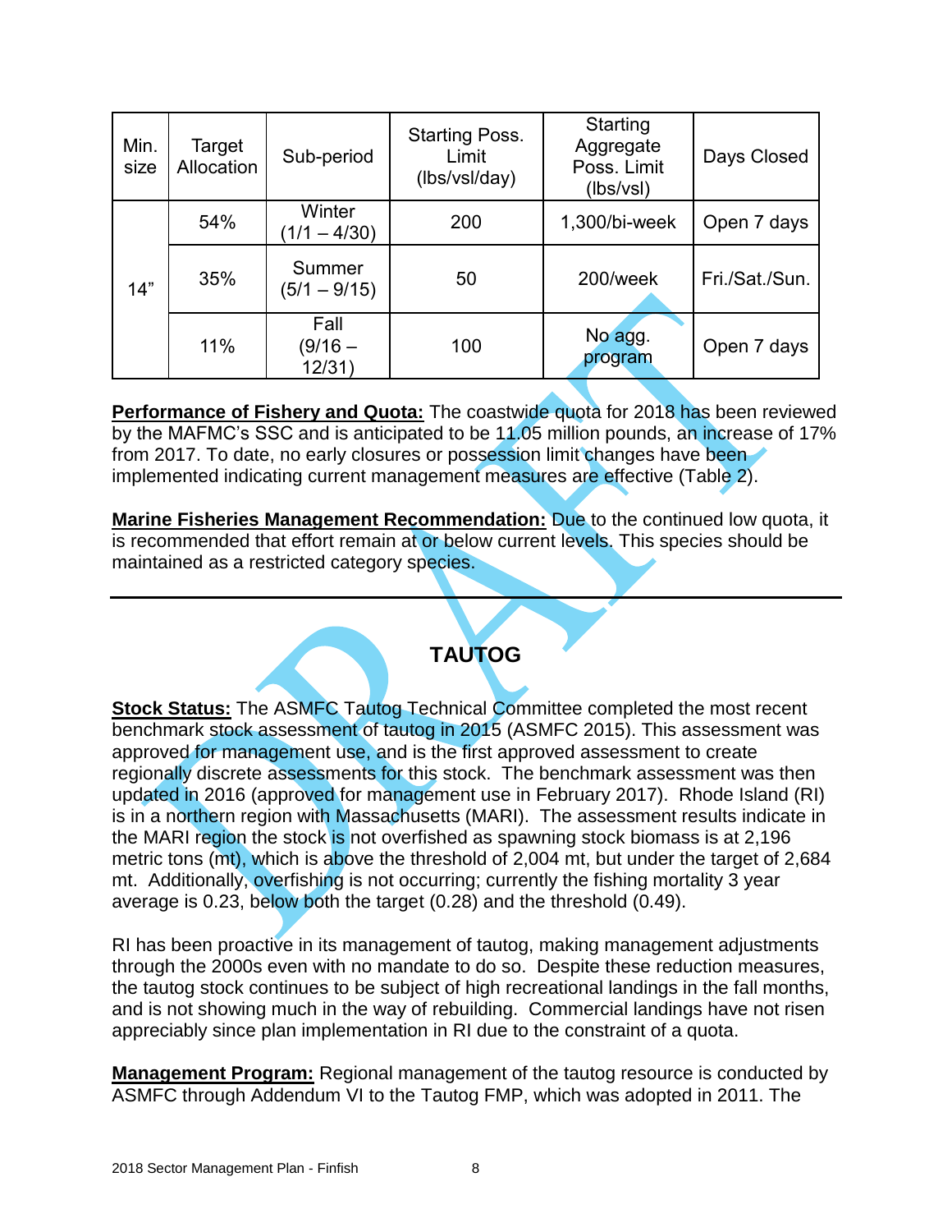| Min. size | Target Allocation | Sub-period | Starting Poss. Limit (lbs/vsl/day) | Starting Aggregate Poss. Limit (lbs/vsl) | Days Closed |
|---|---|---|---|---|---|
| 14" | 54% | Winter (1/1 – 4/30) | 200 | 1,300/bi-week | Open 7 days |
| | 35% | Summer (5/1 – 9/15) | 50 | 200/week | Fri./Sat./Sun. |
| | 11% | Fall (9/16 – 12/31) | 100 | No agg. program | Open 7 days |

**Performance of Fishery and Quota:** The coastwide quota for 2018 has been reviewed by the MAFMC's SSC and is anticipated to be 11.05 million pounds, an increase of 17% from 2017. To date, no early closures or possession limit changes have been implemented indicating current management measures are effective (Table 2).

**Marine Fisheries Management Recommendation:** Due to the continued low quota, it is recommended that effort remain at or below current levels. This species should be maintained as a restricted category species.

---

## TAUTOG

**Stock Status:** The ASMFC Tautog Technical Committee completed the most recent benchmark stock assessment of tautog in 2015 (ASMFC 2015). This assessment was approved for management use, and is the first approved assessment to create regionally discrete assessments for this stock. The benchmark assessment was then updated in 2016 (approved for management use in February 2017). Rhode Island (RI) is in a northern region with Massachusetts (MARI). The assessment results indicate in the MARI region the stock is not overfished as spawning stock biomass is at 2,196 metric tons (mt), which is above the threshold of 2,004 mt, but under the target of 2,684 mt. Additionally, overfishing is not occurring; currently the fishing mortality 3 year average is 0.23, below both the target (0.28) and the threshold (0.49).

RI has been proactive in its management of tautog, making management adjustments through the 2000s even with no mandate to do so. Despite these reduction measures, the tautog stock continues to be subject of high recreational landings in the fall months, and is not showing much in the way of rebuilding. Commercial landings have not risen appreciably since plan implementation in RI due to the constraint of a quota.

**Management Program:** Regional management of the tautog resource is conducted by ASMFC through Addendum VI to the Tautog FMP, which was adopted in 2011. The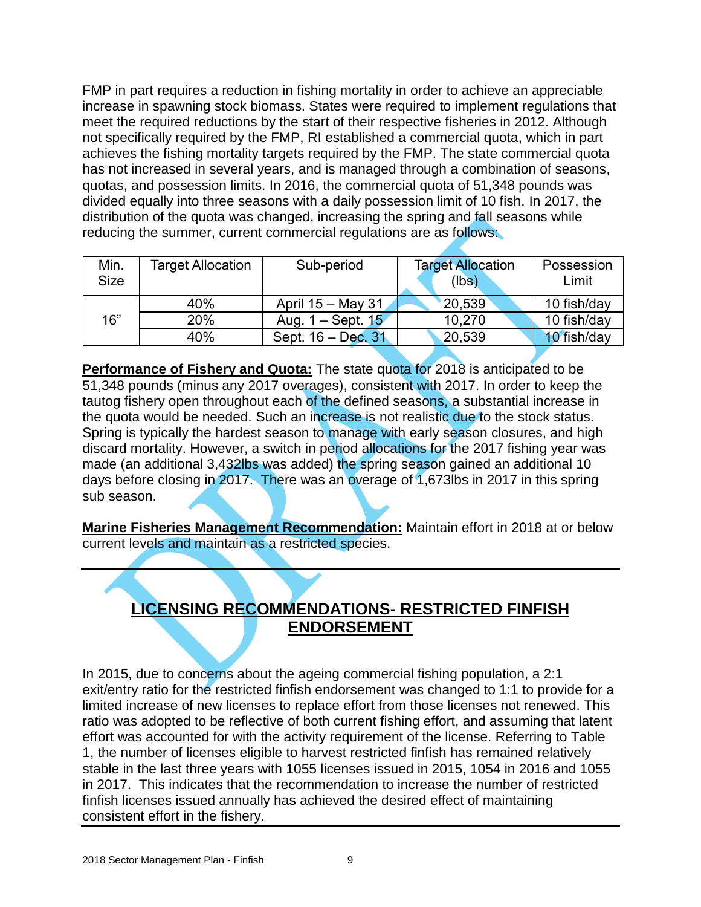FMP in part requires a reduction in fishing mortality in order to achieve an appreciable increase in spawning stock biomass. States were required to implement regulations that meet the required reductions by the start of their respective fisheries in 2012. Although not specifically required by the FMP, RI established a commercial quota, which in part achieves the fishing mortality targets required by the FMP. The state commercial quota has not increased in several years, and is managed through a combination of seasons, quotas, and possession limits. In 2016, the commercial quota of 51,348 pounds was divided equally into three seasons with a daily possession limit of 10 fish. In 2017, the distribution of the quota was changed, increasing the spring and fall seasons while reducing the summer, current commercial regulations are as follows:

| Min. Size | Target Allocation | Sub-period | Target Allocation (lbs) | Possession Limit |
|---|---|---|---|---|
| 16" | 40% | April 15 – May 31 | 20,539 | 10 fish/day |
| | 20% | Aug. 1 – Sept. 15 | 10,270 | 10 fish/day |
| | 40% | Sept. 16 – Dec. 31 | 20,539 | 10 fish/day |

**Performance of Fishery and Quota:** The state quota for 2018 is anticipated to be 51,348 pounds (minus any 2017 overages), consistent with 2017. In order to keep the tautog fishery open throughout each of the defined seasons, a substantial increase in the quota would be needed. Such an increase is not realistic due to the stock status. Spring is typically the hardest season to manage with early season closures, and high discard mortality. However, a switch in period allocations for the 2017 fishing year was made (an additional 3,432lbs was added) the spring season gained an additional 10 days before closing in 2017. There was an overage of 1,673lbs in 2017 in this spring sub season.

**Marine Fisheries Management Recommendation:** Maintain effort in 2018 at or below current levels and maintain as a restricted species.

## LICENSING RECOMMENDATIONS- RESTRICTED FINFISH ENDORSEMENT

In 2015, due to concerns about the ageing commercial fishing population, a 2:1 exit/entry ratio for the restricted finfish endorsement was changed to 1:1 to provide for a limited increase of new licenses to replace effort from those licenses not renewed. This ratio was adopted to be reflective of both current fishing effort, and assuming that latent effort was accounted for with the activity requirement of the license. Referring to Table 1, the number of licenses eligible to harvest restricted finfish has remained relatively stable in the last three years with 1055 licenses issued in 2015, 1054 in 2016 and 1055 in 2017. This indicates that the recommendation to increase the number of restricted finfish licenses issued annually has achieved the desired effect of maintaining consistent effort in the fishery.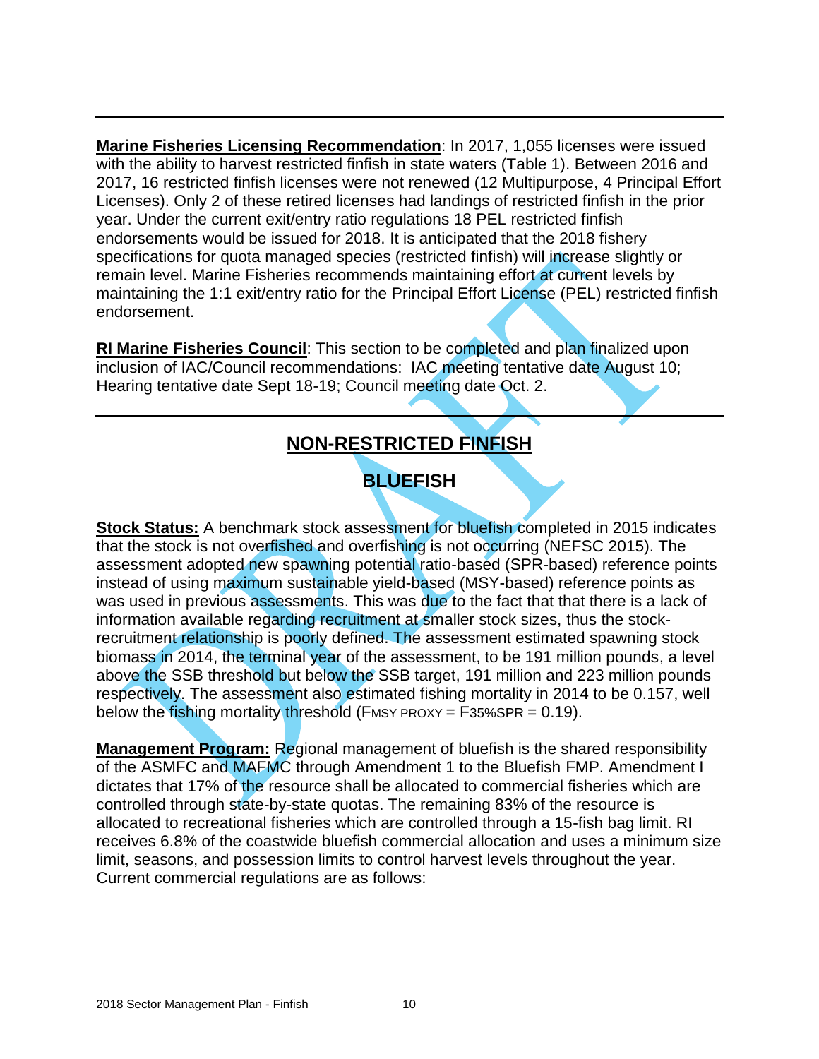**Marine Fisheries Licensing Recommendation**: In 2017, 1,055 licenses were issued with the ability to harvest restricted finfish in state waters (Table 1). Between 2016 and 2017, 16 restricted finfish licenses were not renewed (12 Multipurpose, 4 Principal Effort Licenses). Only 2 of these retired licenses had landings of restricted finfish in the prior year. Under the current exit/entry ratio regulations 18 PEL restricted finfish endorsements would be issued for 2018. It is anticipated that the 2018 fishery specifications for quota managed species (restricted finfish) will increase slightly or remain level. Marine Fisheries recommends maintaining effort at current levels by maintaining the 1:1 exit/entry ratio for the Principal Effort License (PEL) restricted finfish endorsement.

**RI Marine Fisheries Council**: This section to be completed and plan finalized upon inclusion of IAC/Council recommendations: IAC meeting tentative date August 10; Hearing tentative date Sept 18-19; Council meeting date Oct. 2.

---

## NON-RESTRICTED FINFISH

## BLUEFISH

**Stock Status:** A benchmark stock assessment for bluefish completed in 2015 indicates that the stock is not overfished and overfishing is not occurring (NEFSC 2015). The assessment adopted new spawning potential ratio-based (SPR-based) reference points instead of using maximum sustainable yield-based (MSY-based) reference points as was used in previous assessments. This was due to the fact that that there is a lack of information available regarding recruitment at smaller stock sizes, thus the stock-recruitment relationship is poorly defined. The assessment estimated spawning stock biomass in 2014, the terminal year of the assessment, to be 191 million pounds, a level above the SSB threshold but below the SSB target, 191 million and 223 million pounds respectively. The assessment also estimated fishing mortality in 2014 to be 0.157, well below the fishing mortality threshold ($F_{MSY\ PROXY} = F_{35\%SPR} = 0.19$).

**Management Program:** Regional management of bluefish is the shared responsibility of the ASMFC and MAFMC through Amendment 1 to the Bluefish FMP. Amendment I dictates that 17% of the resource shall be allocated to commercial fisheries which are controlled through state-by-state quotas. The remaining 83% of the resource is allocated to recreational fisheries which are controlled through a 15-fish bag limit. RI receives 6.8% of the coastwide bluefish commercial allocation and uses a minimum size limit, seasons, and possession limits to control harvest levels throughout the year. Current commercial regulations are as follows: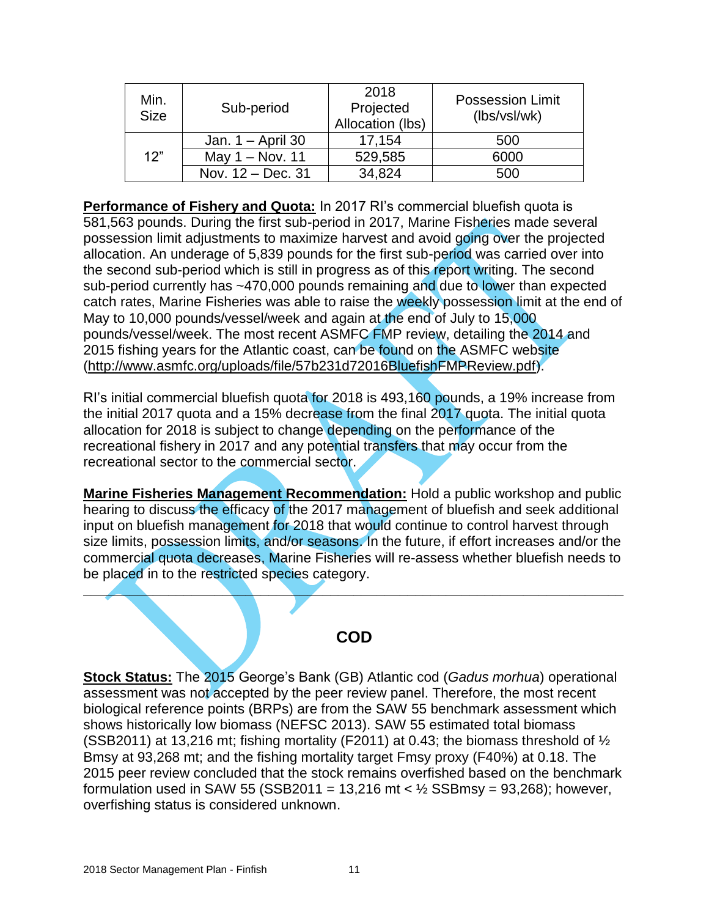| Min. Size | Sub-period | 2018 Projected Allocation (lbs) | Possession Limit (lbs/vsl/wk) |
|---|---|---|---|
| 12" | Jan. 1 – April 30 | 17,154 | 500 |
| | May 1 – Nov. 11 | 529,585 | 6000 |
| | Nov. 12 – Dec. 31 | 34,824 | 500 |

**Performance of Fishery and Quota:** In 2017 RI's commercial bluefish quota is 581,563 pounds. During the first sub-period in 2017, Marine Fisheries made several possession limit adjustments to maximize harvest and avoid going over the projected allocation. An underage of 5,839 pounds for the first sub-period was carried over into the second sub-period which is still in progress as of this report writing. The second sub-period currently has ~470,000 pounds remaining and due to lower than expected catch rates, Marine Fisheries was able to raise the weekly possession limit at the end of May to 10,000 pounds/vessel/week and again at the end of July to 15,000 pounds/vessel/week. The most recent ASMFC FMP review, detailing the 2014 and 2015 fishing years for the Atlantic coast, can be found on the ASMFC website (http://www.asmfc.org/uploads/file/57b231d72016BluefishFMPReview.pdf).

RI's initial commercial bluefish quota for 2018 is 493,160 pounds, a 19% increase from the initial 2017 quota and a 15% decrease from the final 2017 quota. The initial quota allocation for 2018 is subject to change depending on the performance of the recreational fishery in 2017 and any potential transfers that may occur from the recreational sector to the commercial sector.

**Marine Fisheries Management Recommendation:** Hold a public workshop and public hearing to discuss the efficacy of the 2017 management of bluefish and seek additional input on bluefish management for 2018 that would continue to control harvest through size limits, possession limits, and/or seasons. In the future, if effort increases and/or the commercial quota decreases, Marine Fisheries will re-assess whether bluefish needs to be placed in to the restricted species category.

---

## COD

**Stock Status:** The 2015 George's Bank (GB) Atlantic cod (*Gadus morhua*) operational assessment was not accepted by the peer review panel. Therefore, the most recent biological reference points (BRPs) are from the SAW 55 benchmark assessment which shows historically low biomass (NEFSC 2013). SAW 55 estimated total biomass ($SSB_{2011}$) at 13,216 mt; fishing mortality ($F_{2011}$) at 0.43; the biomass threshold of ½ Bmsy at 93,268 mt; and the fishing mortality target Fmsy proxy ($F_{40\%}$) at 0.18. The 2015 peer review concluded that the stock remains overfished based on the benchmark formulation used in SAW 55 ($SSB_{2011}$ = 13,216 mt < ½ $SSB_{msy}$ = 93,268); however, overfishing status is considered unknown.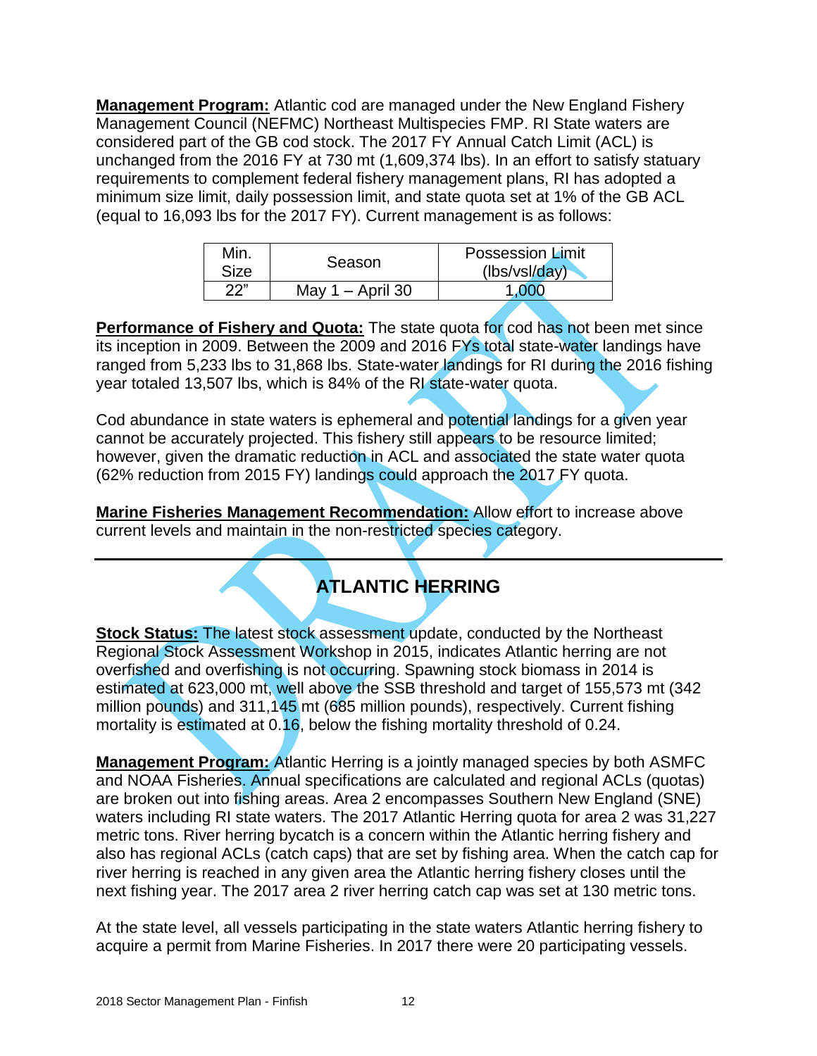**Management Program:** Atlantic cod are managed under the New England Fishery Management Council (NEFMC) Northeast Multispecies FMP. RI State waters are considered part of the GB cod stock. The 2017 FY Annual Catch Limit (ACL) is unchanged from the 2016 FY at 730 mt (1,609,374 lbs). In an effort to satisfy statuary requirements to complement federal fishery management plans, RI has adopted a minimum size limit, daily possession limit, and state quota set at 1% of the GB ACL (equal to 16,093 lbs for the 2017 FY). Current management is as follows:

| Min. Size | Season | Possession Limit (lbs/vsl/day) |
|---|---|---|
| 22" | May 1 – April 30 | 1,000 |

**Performance of Fishery and Quota:** The state quota for cod has not been met since its inception in 2009. Between the 2009 and 2016 FYs total state-water landings have ranged from 5,233 lbs to 31,868 lbs. State-water landings for RI during the 2016 fishing year totaled 13,507 lbs, which is 84% of the RI state-water quota.

Cod abundance in state waters is ephemeral and potential landings for a given year cannot be accurately projected. This fishery still appears to be resource limited; however, given the dramatic reduction in ACL and associated the state water quota (62% reduction from 2015 FY) landings could approach the 2017 FY quota.

**Marine Fisheries Management Recommendation:** Allow effort to increase above current levels and maintain in the non-restricted species category.

---

## ATLANTIC HERRING

**Stock Status:** The latest stock assessment update, conducted by the Northeast Regional Stock Assessment Workshop in 2015, indicates Atlantic herring are not overfished and overfishing is not occurring. Spawning stock biomass in 2014 is estimated at 623,000 mt, well above the SSB threshold and target of 155,573 mt (342 million pounds) and 311,145 mt (685 million pounds), respectively. Current fishing mortality is estimated at 0.16, below the fishing mortality threshold of 0.24.

**Management Program:** Atlantic Herring is a jointly managed species by both ASMFC and NOAA Fisheries. Annual specifications are calculated and regional ACLs (quotas) are broken out into fishing areas. Area 2 encompasses Southern New England (SNE) waters including RI state waters. The 2017 Atlantic Herring quota for area 2 was 31,227 metric tons. River herring bycatch is a concern within the Atlantic herring fishery and also has regional ACLs (catch caps) that are set by fishing area. When the catch cap for river herring is reached in any given area the Atlantic herring fishery closes until the next fishing year. The 2017 area 2 river herring catch cap was set at 130 metric tons.

At the state level, all vessels participating in the state waters Atlantic herring fishery to acquire a permit from Marine Fisheries. In 2017 there were 20 participating vessels.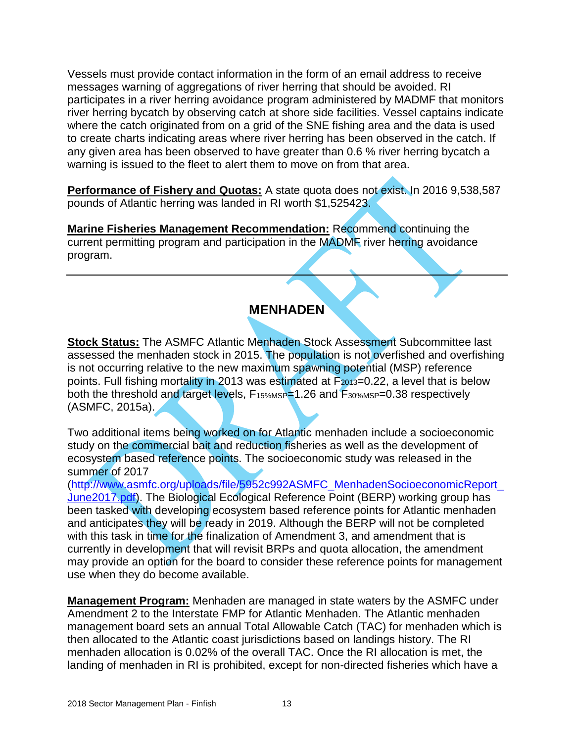Vessels must provide contact information in the form of an email address to receive messages warning of aggregations of river herring that should be avoided. RI participates in a river herring avoidance program administered by MADMF that monitors river herring bycatch by observing catch at shore side facilities. Vessel captains indicate where the catch originated from on a grid of the SNE fishing area and the data is used to create charts indicating areas where river herring has been observed in the catch. If any given area has been observed to have greater than 0.6 % river herring bycatch a warning is issued to the fleet to alert them to move on from that area.

**Performance of Fishery and Quotas:** A state quota does not exist. In 2016 9,538,587 pounds of Atlantic herring was landed in RI worth $1,525423.

**Marine Fisheries Management Recommendation:** Recommend continuing the current permitting program and participation in the MADMF river herring avoidance program.

---

## MENHADEN

**Stock Status:** The ASMFC Atlantic Menhaden Stock Assessment Subcommittee last assessed the menhaden stock in 2015. The population is not overfished and overfishing is not occurring relative to the new maximum spawning potential (MSP) reference points. Full fishing mortality in 2013 was estimated at $F_{2013}$=0.22, a level that is below both the threshold and target levels, $F_{15\%MSP}$=1.26 and $F_{30\%MSP}$=0.38 respectively (ASMFC, 2015a).

Two additional items being worked on for Atlantic menhaden include a socioeconomic study on the commercial bait and reduction fisheries as well as the development of ecosystem based reference points. The socioeconomic study was released in the summer of 2017 (http://www.asmfc.org/uploads/file/5952c992ASMFC_MenhadenSocioeconomicReport_June2017.pdf). The Biological Ecological Reference Point (BERP) working group has been tasked with developing ecosystem based reference points for Atlantic menhaden and anticipates they will be ready in 2019. Although the BERP will not be completed with this task in time for the finalization of Amendment 3, and amendment that is currently in development that will revisit BRPs and quota allocation, the amendment may provide an option for the board to consider these reference points for management use when they do become available.

**Management Program:** Menhaden are managed in state waters by the ASMFC under Amendment 2 to the Interstate FMP for Atlantic Menhaden. The Atlantic menhaden management board sets an annual Total Allowable Catch (TAC) for menhaden which is then allocated to the Atlantic coast jurisdictions based on landings history. The RI menhaden allocation is 0.02% of the overall TAC. Once the RI allocation is met, the landing of menhaden in RI is prohibited, except for non-directed fisheries which have a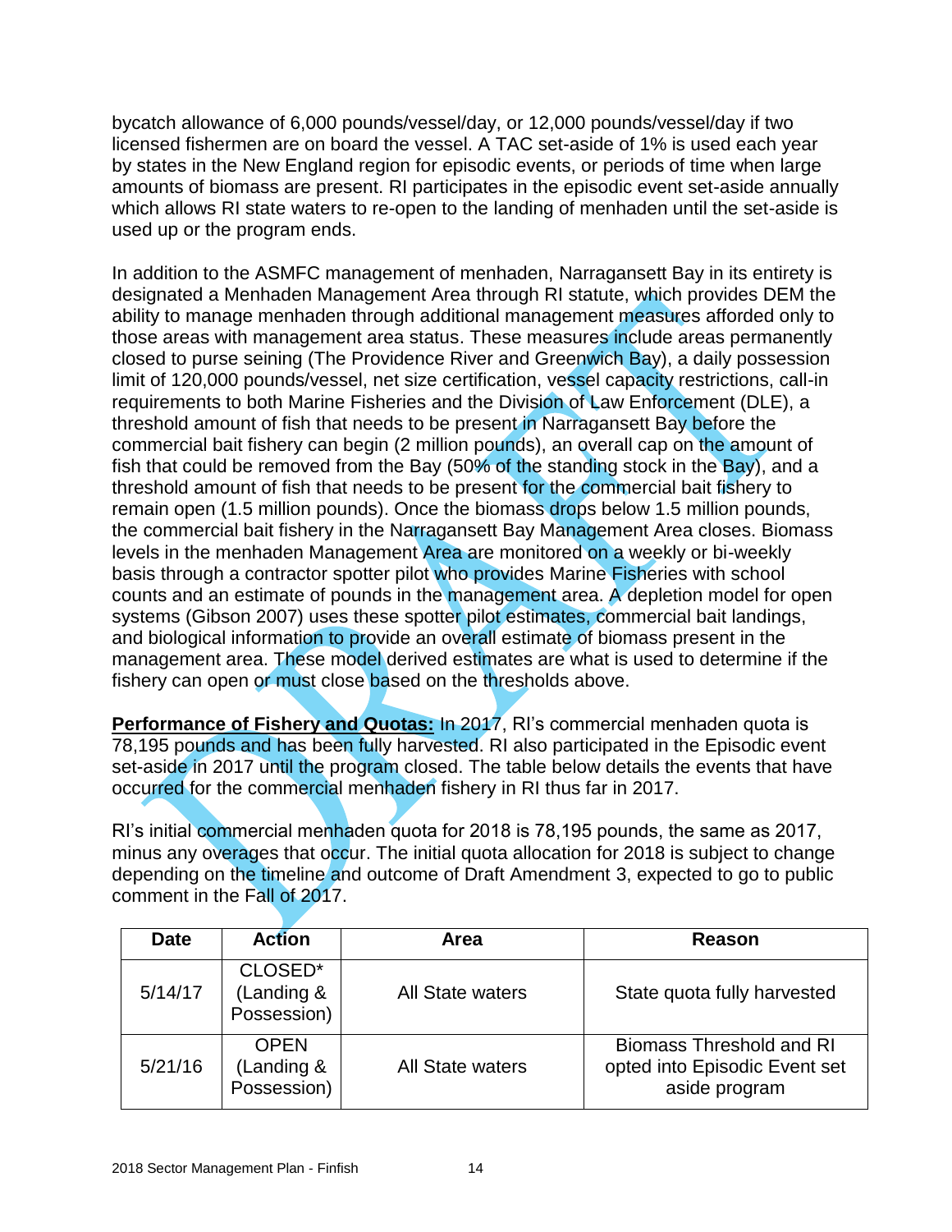bycatch allowance of 6,000 pounds/vessel/day, or 12,000 pounds/vessel/day if two licensed fishermen are on board the vessel. A TAC set-aside of 1% is used each year by states in the New England region for episodic events, or periods of time when large amounts of biomass are present. RI participates in the episodic event set-aside annually which allows RI state waters to re-open to the landing of menhaden until the set-aside is used up or the program ends.

In addition to the ASMFC management of menhaden, Narragansett Bay in its entirety is designated a Menhaden Management Area through RI statute, which provides DEM the ability to manage menhaden through additional management measures afforded only to those areas with management area status. These measures include areas permanently closed to purse seining (The Providence River and Greenwich Bay), a daily possession limit of 120,000 pounds/vessel, net size certification, vessel capacity restrictions, call-in requirements to both Marine Fisheries and the Division of Law Enforcement (DLE), a threshold amount of fish that needs to be present in Narragansett Bay before the commercial bait fishery can begin (2 million pounds), an overall cap on the amount of fish that could be removed from the Bay (50% of the standing stock in the Bay), and a threshold amount of fish that needs to be present for the commercial bait fishery to remain open (1.5 million pounds). Once the biomass drops below 1.5 million pounds, the commercial bait fishery in the Narragansett Bay Management Area closes. Biomass levels in the menhaden Management Area are monitored on a weekly or bi-weekly basis through a contractor spotter pilot who provides Marine Fisheries with school counts and an estimate of pounds in the management area. A depletion model for open systems (Gibson 2007) uses these spotter pilot estimates, commercial bait landings, and biological information to provide an overall estimate of biomass present in the management area. These model derived estimates are what is used to determine if the fishery can open or must close based on the thresholds above.

**Performance of Fishery and Quotas:** In 2017, RI's commercial menhaden quota is 78,195 pounds and has been fully harvested. RI also participated in the Episodic event set-aside in 2017 until the program closed. The table below details the events that have occurred for the commercial menhaden fishery in RI thus far in 2017.

RI's initial commercial menhaden quota for 2018 is 78,195 pounds, the same as 2017, minus any overages that occur. The initial quota allocation for 2018 is subject to change depending on the timeline and outcome of Draft Amendment 3, expected to go to public comment in the Fall of 2017.

| Date | Action | Area | Reason |
|---|---|---|---|
| 5/14/17 | CLOSED* (Landing & Possession) | All State waters | State quota fully harvested |
| 5/21/16 | OPEN (Landing & Possession) | All State waters | Biomass Threshold and RI opted into Episodic Event set aside program |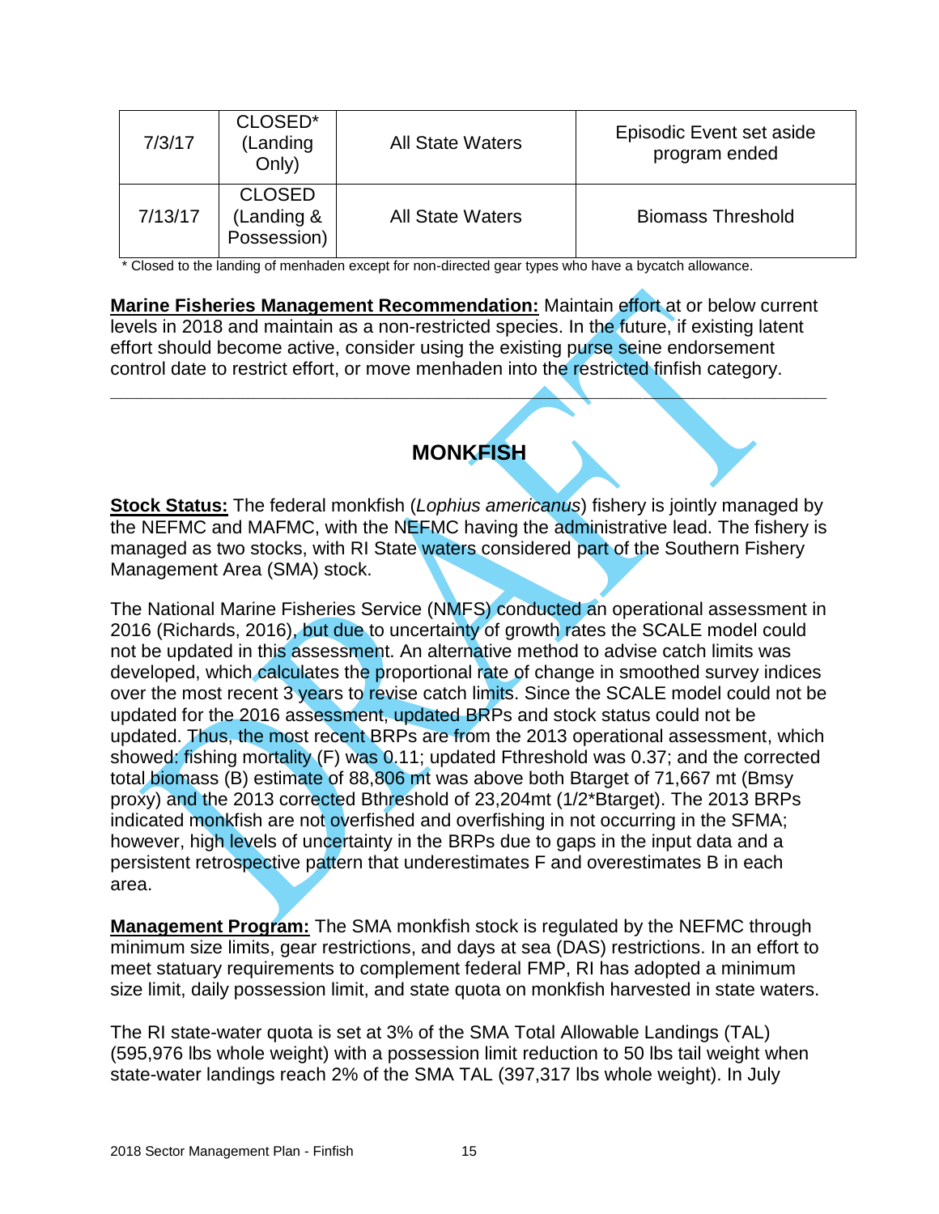| 7/3/17 | CLOSED* (Landing Only) | All State Waters | Episodic Event set aside program ended |
|---|---|---|---|
| 7/13/17 | CLOSED (Landing & Possession) | All State Waters | Biomass Threshold |

* Closed to the landing of menhaden except for non-directed gear types who have a bycatch allowance.

**Marine Fisheries Management Recommendation:** Maintain effort at or below current levels in 2018 and maintain as a non-restricted species. In the future, if existing latent effort should become active, consider using the existing purse seine endorsement control date to restrict effort, or move menhaden into the restricted finfish category.

---

## MONKFISH

**Stock Status:** The federal monkfish (*Lophius americanus*) fishery is jointly managed by the NEFMC and MAFMC, with the NEFMC having the administrative lead. The fishery is managed as two stocks, with RI State waters considered part of the Southern Fishery Management Area (SMA) stock.

The National Marine Fisheries Service (NMFS) conducted an operational assessment in 2016 (Richards, 2016), but due to uncertainty of growth rates the SCALE model could not be updated in this assessment. An alternative method to advise catch limits was developed, which calculates the proportional rate of change in smoothed survey indices over the most recent 3 years to revise catch limits. Since the SCALE model could not be updated for the 2016 assessment, updated BRPs and stock status could not be updated. Thus, the most recent BRPs are from the 2013 operational assessment, which showed: fishing mortality (F) was 0.11; updated Fthreshold was 0.37; and the corrected total biomass (B) estimate of 88,806 mt was above both Btarget of 71,667 mt (Bmsy proxy) and the 2013 corrected Bthreshold of 23,204mt (1/2*Btarget). The 2013 BRPs indicated monkfish are not overfished and overfishing in not occurring in the SFMA; however, high levels of uncertainty in the BRPs due to gaps in the input data and a persistent retrospective pattern that underestimates F and overestimates B in each area.

**Management Program:** The SMA monkfish stock is regulated by the NEFMC through minimum size limits, gear restrictions, and days at sea (DAS) restrictions. In an effort to meet statuary requirements to complement federal FMP, RI has adopted a minimum size limit, daily possession limit, and state quota on monkfish harvested in state waters.

The RI state-water quota is set at 3% of the SMA Total Allowable Landings (TAL) (595,976 lbs whole weight) with a possession limit reduction to 50 lbs tail weight when state-water landings reach 2% of the SMA TAL (397,317 lbs whole weight). In July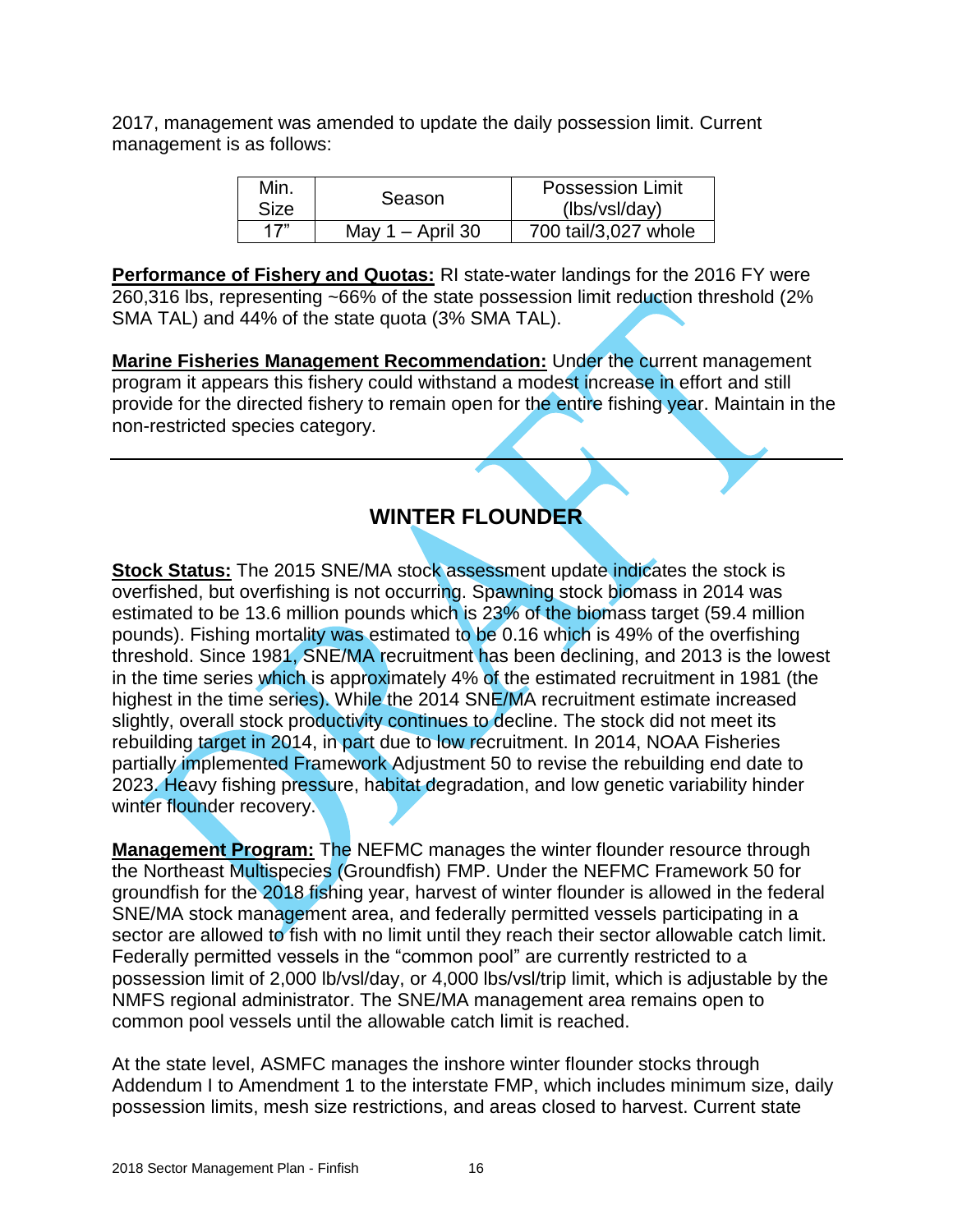2017, management was amended to update the daily possession limit. Current management is as follows:

| Min. Size | Season | Possession Limit (lbs/vsl/day) |
|---|---|---|
| 17" | May 1 – April 30 | 700 tail/3,027 whole |

**Performance of Fishery and Quotas:** RI state-water landings for the 2016 FY were 260,316 lbs, representing ~66% of the state possession limit reduction threshold (2% SMA TAL) and 44% of the state quota (3% SMA TAL).

**Marine Fisheries Management Recommendation:** Under the current management program it appears this fishery could withstand a modest increase in effort and still provide for the directed fishery to remain open for the entire fishing year. Maintain in the non-restricted species category.

---

## WINTER FLOUNDER

**Stock Status:** The 2015 SNE/MA stock assessment update indicates the stock is overfished, but overfishing is not occurring. Spawning stock biomass in 2014 was estimated to be 13.6 million pounds which is 23% of the biomass target (59.4 million pounds). Fishing mortality was estimated to be 0.16 which is 49% of the overfishing threshold. Since 1981, SNE/MA recruitment has been declining, and 2013 is the lowest in the time series which is approximately 4% of the estimated recruitment in 1981 (the highest in the time series). While the 2014 SNE/MA recruitment estimate increased slightly, overall stock productivity continues to decline. The stock did not meet its rebuilding target in 2014, in part due to low recruitment. In 2014, NOAA Fisheries partially implemented Framework Adjustment 50 to revise the rebuilding end date to 2023. Heavy fishing pressure, habitat degradation, and low genetic variability hinder winter flounder recovery.

**Management Program:** The NEFMC manages the winter flounder resource through the Northeast Multispecies (Groundfish) FMP. Under the NEFMC Framework 50 for groundfish for the 2018 fishing year, harvest of winter flounder is allowed in the federal SNE/MA stock management area, and federally permitted vessels participating in a sector are allowed to fish with no limit until they reach their sector allowable catch limit. Federally permitted vessels in the "common pool" are currently restricted to a possession limit of 2,000 lb/vsl/day, or 4,000 lbs/vsl/trip limit, which is adjustable by the NMFS regional administrator. The SNE/MA management area remains open to common pool vessels until the allowable catch limit is reached.

At the state level, ASMFC manages the inshore winter flounder stocks through Addendum I to Amendment 1 to the interstate FMP, which includes minimum size, daily possession limits, mesh size restrictions, and areas closed to harvest. Current state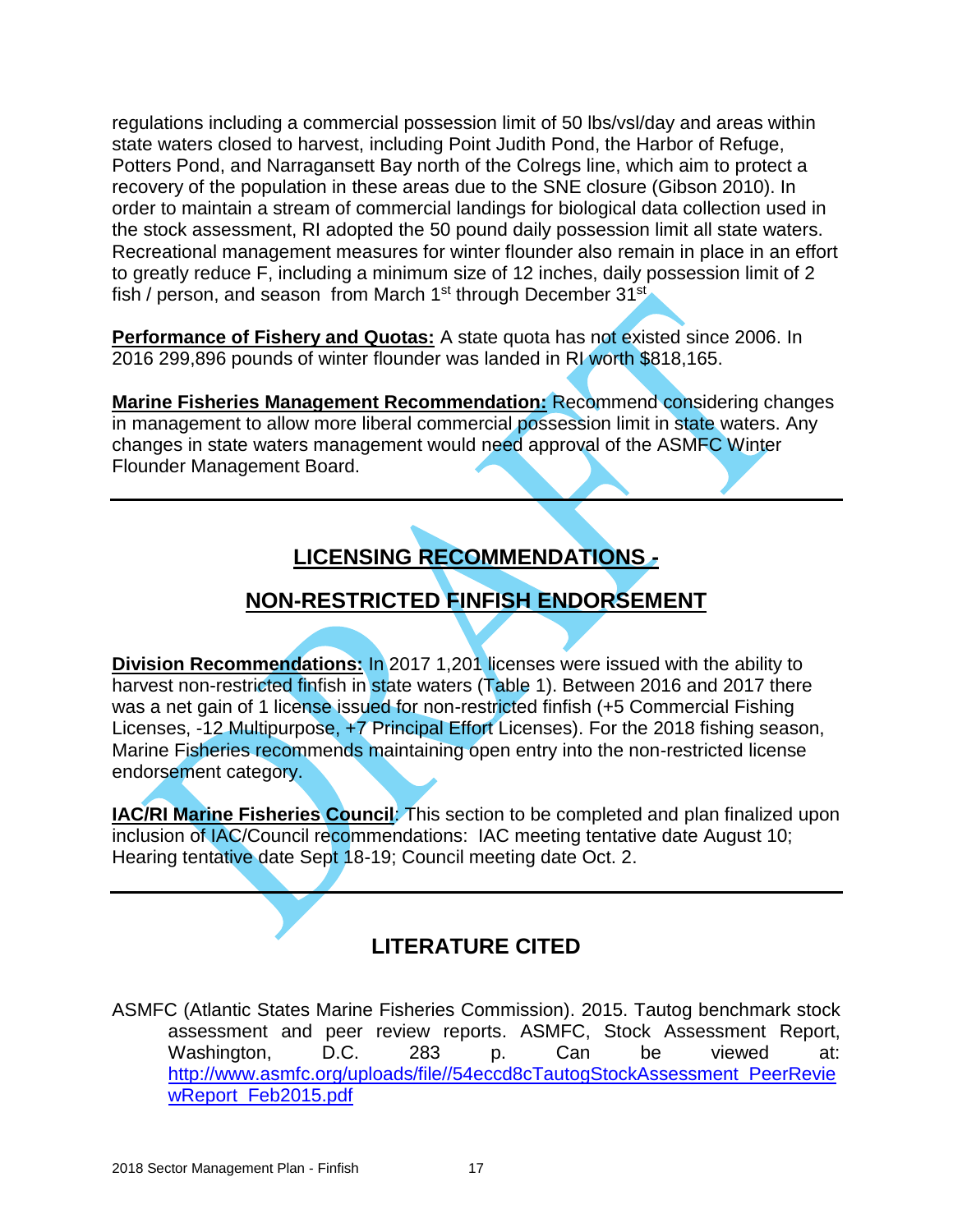regulations including a commercial possession limit of 50 lbs/vsl/day and areas within state waters closed to harvest, including Point Judith Pond, the Harbor of Refuge, Potters Pond, and Narragansett Bay north of the Colregs line, which aim to protect a recovery of the population in these areas due to the SNE closure (Gibson 2010). In order to maintain a stream of commercial landings for biological data collection used in the stock assessment, RI adopted the 50 pound daily possession limit all state waters. Recreational management measures for winter flounder also remain in place in an effort to greatly reduce F, including a minimum size of 12 inches, daily possession limit of 2 fish / person, and season from March 1st through December 31st

**Performance of Fishery and Quotas:** A state quota has not existed since 2006. In 2016 299,896 pounds of winter flounder was landed in RI worth $818,165.

**Marine Fisheries Management Recommendation:** Recommend considering changes in management to allow more liberal commercial possession limit in state waters. Any changes in state waters management would need approval of the ASMFC Winter Flounder Management Board.

---

## LICENSING RECOMMENDATIONS - NON-RESTRICTED FINFISH ENDORSEMENT

**Division Recommendations:** In 2017 1,201 licenses were issued with the ability to harvest non-restricted finfish in state waters (Table 1). Between 2016 and 2017 there was a net gain of 1 license issued for non-restricted finfish (+5 Commercial Fishing Licenses, -12 Multipurpose, +7 Principal Effort Licenses). For the 2018 fishing season, Marine Fisheries recommends maintaining open entry into the non-restricted license endorsement category.

**IAC/RI Marine Fisheries Council**: This section to be completed and plan finalized upon inclusion of IAC/Council recommendations: IAC meeting tentative date August 10; Hearing tentative date Sept 18-19; Council meeting date Oct. 2.

---

## LITERATURE CITED

ASMFC (Atlantic States Marine Fisheries Commission). 2015. Tautog benchmark stock assessment and peer review reports. ASMFC, Stock Assessment Report, Washington, D.C. 283 p. Can be viewed at: http://www.asmfc.org/uploads/file//54eccd8cTautogStockAssessment_PeerReviewReport_Feb2015.pdf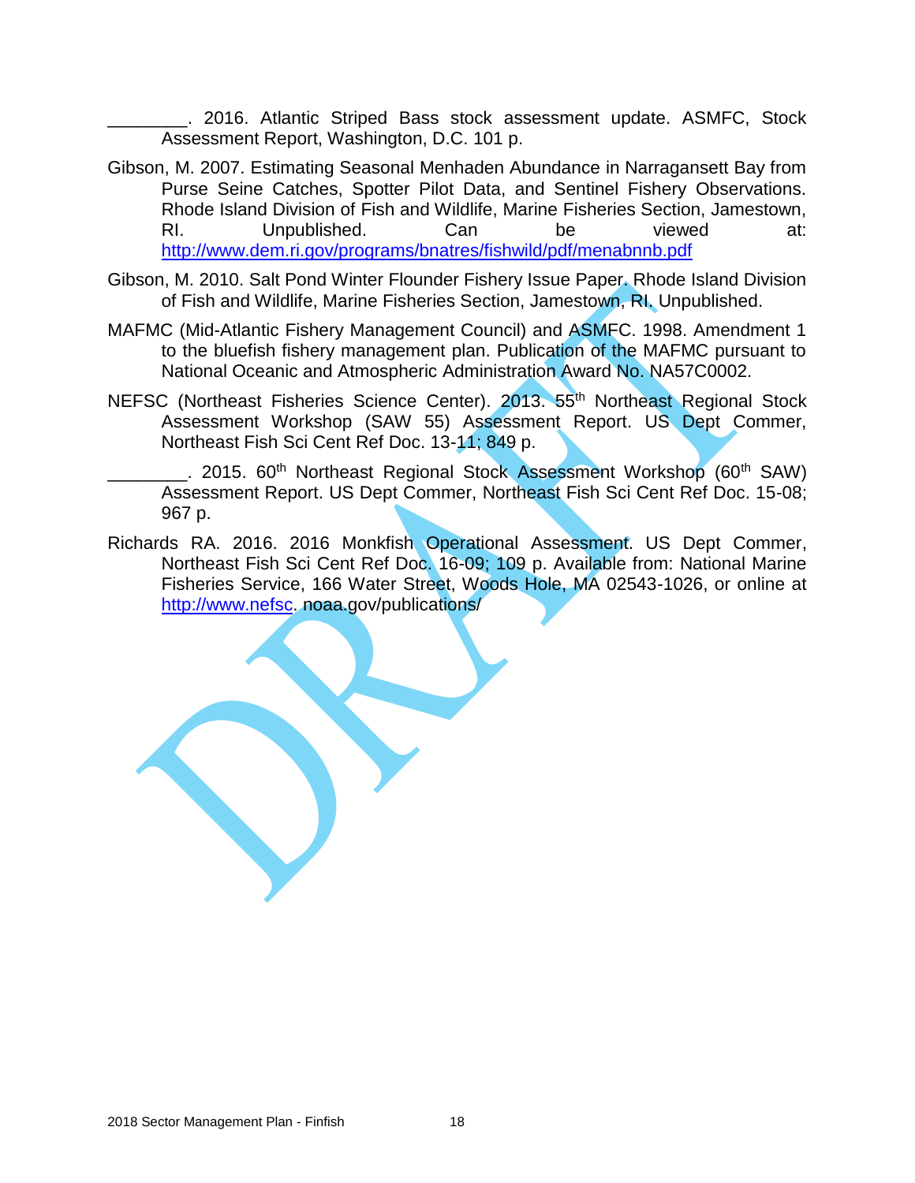________. 2016. Atlantic Striped Bass stock assessment update. ASMFC, Stock Assessment Report, Washington, D.C. 101 p.

Gibson, M. 2007. Estimating Seasonal Menhaden Abundance in Narragansett Bay from Purse Seine Catches, Spotter Pilot Data, and Sentinel Fishery Observations. Rhode Island Division of Fish and Wildlife, Marine Fisheries Section, Jamestown, RI. Unpublished. Can be viewed at: http://www.dem.ri.gov/programs/bnatres/fishwild/pdf/menabnnb.pdf

Gibson, M. 2010. Salt Pond Winter Flounder Fishery Issue Paper. Rhode Island Division of Fish and Wildlife, Marine Fisheries Section, Jamestown, RI. Unpublished.

MAFMC (Mid-Atlantic Fishery Management Council) and ASMFC. 1998. Amendment 1 to the bluefish fishery management plan. Publication of the MAFMC pursuant to National Oceanic and Atmospheric Administration Award No. NA57C0002.

NEFSC (Northeast Fisheries Science Center). 2013. 55th Northeast Regional Stock Assessment Workshop (SAW 55) Assessment Report. US Dept Commer, Northeast Fish Sci Cent Ref Doc. 13-11; 849 p.

________. 2015. 60th Northeast Regional Stock Assessment Workshop (60th SAW) Assessment Report. US Dept Commer, Northeast Fish Sci Cent Ref Doc. 15-08; 967 p.

Richards RA. 2016. 2016 Monkfish Operational Assessment. US Dept Commer, Northeast Fish Sci Cent Ref Doc. 16-09; 109 p. Available from: National Marine Fisheries Service, 166 Water Street, Woods Hole, MA 02543-1026, or online at http://www.nefsc. noaa.gov/publications/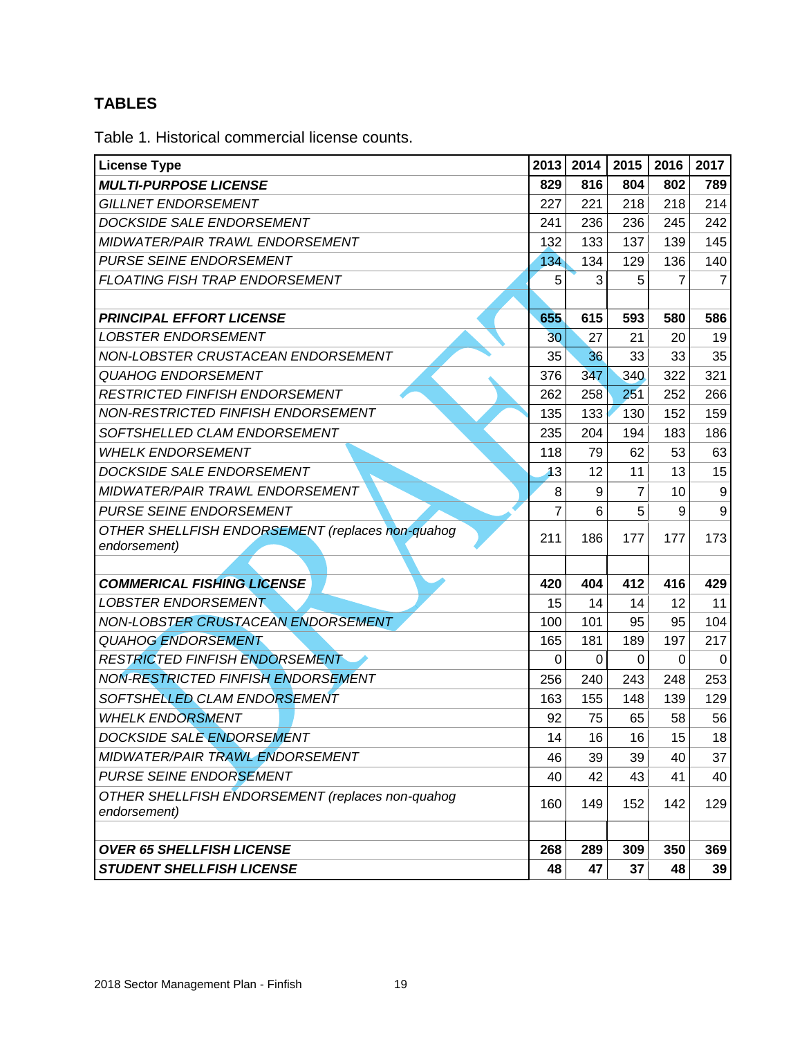## TABLES

Table 1. Historical commercial license counts.

| License Type | 2013 | 2014 | 2015 | 2016 | 2017 |
|---|---|---|---|---|---|
| ***MULTI-PURPOSE LICENSE*** | **829** | **816** | **804** | **802** | **789** |
| *GILLNET ENDORSEMENT* | 227 | 221 | 218 | 218 | 214 |
| *DOCKSIDE SALE ENDORSEMENT* | 241 | 236 | 236 | 245 | 242 |
| *MIDWATER/PAIR TRAWL ENDORSEMENT* | 132 | 133 | 137 | 139 | 145 |
| *PURSE SEINE ENDORSEMENT* | 134 | 134 | 129 | 136 | 140 |
| *FLOATING FISH TRAP ENDORSEMENT* | 5 | 3 | 5 | 7 | 7 |
| | | | | | |
| ***PRINCIPAL EFFORT LICENSE*** | **655** | **615** | **593** | **580** | **586** |
| *LOBSTER ENDORSEMENT* | 30 | 27 | 21 | 20 | 19 |
| *NON-LOBSTER CRUSTACEAN ENDORSEMENT* | 35 | 36 | 33 | 33 | 35 |
| *QUAHOG ENDORSEMENT* | 376 | 347 | 340 | 322 | 321 |
| *RESTRICTED FINFISH ENDORSEMENT* | 262 | 258 | 251 | 252 | 266 |
| *NON-RESTRICTED FINFISH ENDORSEMENT* | 135 | 133 | 130 | 152 | 159 |
| *SOFTSHELLED CLAM ENDORSEMENT* | 235 | 204 | 194 | 183 | 186 |
| *WHELK ENDORSEMENT* | 118 | 79 | 62 | 53 | 63 |
| *DOCKSIDE SALE ENDORSEMENT* | 13 | 12 | 11 | 13 | 15 |
| *MIDWATER/PAIR TRAWL ENDORSEMENT* | 8 | 9 | 7 | 10 | 9 |
| *PURSE SEINE ENDORSEMENT* | 7 | 6 | 5 | 9 | 9 |
| *OTHER SHELLFISH ENDORSEMENT (replaces non-quahog endorsement)* | 211 | 186 | 177 | 177 | 173 |
| | | | | | |
| ***COMMERICAL FISHING LICENSE*** | **420** | **404** | **412** | **416** | **429** |
| *LOBSTER ENDORSEMENT* | 15 | 14 | 14 | 12 | 11 |
| *NON-LOBSTER CRUSTACEAN ENDORSEMENT* | 100 | 101 | 95 | 95 | 104 |
| *QUAHOG ENDORSEMENT* | 165 | 181 | 189 | 197 | 217 |
| *RESTRICTED FINFISH ENDORSEMENT* | 0 | 0 | 0 | 0 | 0 |
| *NON-RESTRICTED FINFISH ENDORSEMENT* | 256 | 240 | 243 | 248 | 253 |
| *SOFTSHELLED CLAM ENDORSEMENT* | 163 | 155 | 148 | 139 | 129 |
| *WHELK ENDORSMENT* | 92 | 75 | 65 | 58 | 56 |
| *DOCKSIDE SALE ENDORSEMENT* | 14 | 16 | 16 | 15 | 18 |
| *MIDWATER/PAIR TRAWL ENDORSEMENT* | 46 | 39 | 39 | 40 | 37 |
| *PURSE SEINE ENDORSEMENT* | 40 | 42 | 43 | 41 | 40 |
| *OTHER SHELLFISH ENDORSEMENT (replaces non-quahog endorsement)* | 160 | 149 | 152 | 142 | 129 |
| | | | | | |
| ***OVER 65 SHELLFISH LICENSE*** | **268** | **289** | **309** | **350** | **369** |
| ***STUDENT SHELLFISH LICENSE*** | **48** | **47** | **37** | **48** | **39** |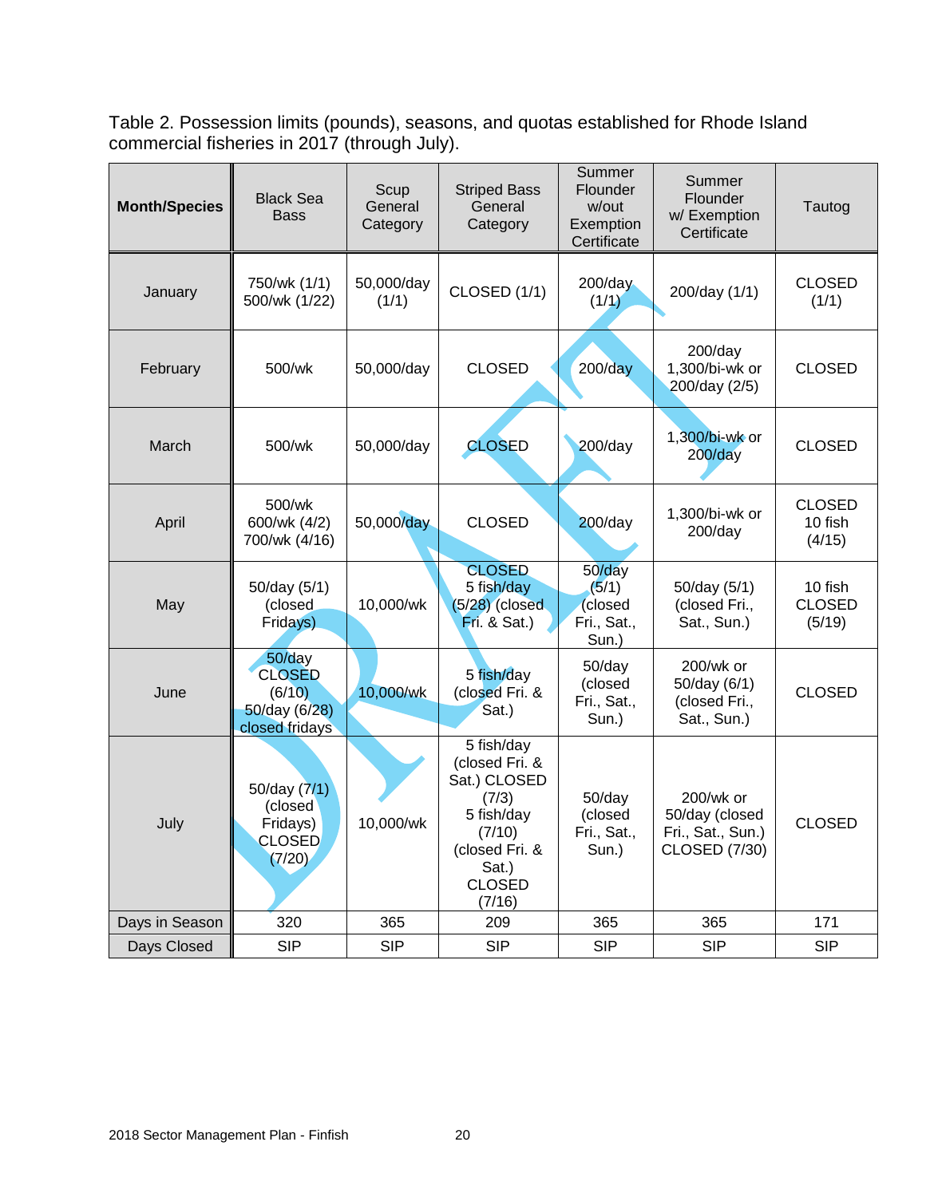Table 2. Possession limits (pounds), seasons, and quotas established for Rhode Island commercial fisheries in 2017 (through July).

| Month/Species | Black Sea Bass | Scup General Category | Striped Bass General Category | Summer Flounder w/out Exemption Certificate | Summer Flounder w/ Exemption Certificate | Tautog |
|---|---|---|---|---|---|---|
| January | 750/wk (1/1) 500/wk (1/22) | 50,000/day (1/1) | CLOSED (1/1) | 200/day (1/1) | 200/day (1/1) | CLOSED (1/1) |
| February | 500/wk | 50,000/day | CLOSED | 200/day | 200/day 1,300/bi-wk or 200/day (2/5) | CLOSED |
| March | 500/wk | 50,000/day | CLOSED | 200/day | 1,300/bi-wk or 200/day | CLOSED |
| April | 500/wk 600/wk (4/2) 700/wk (4/16) | 50,000/day | CLOSED | 200/day | 1,300/bi-wk or 200/day | CLOSED 10 fish (4/15) |
| May | 50/day (5/1) (closed Fridays) | 10,000/wk | CLOSED 5 fish/day (5/28) (closed Fri. & Sat.) | 50/day (5/1) (closed Fri., Sat., Sun.) | 50/day (5/1) (closed Fri., Sat., Sun.) | 10 fish CLOSED (5/19) |
| June | 50/day CLOSED (6/10) 50/day (6/28) closed fridays | 10,000/wk | 5 fish/day (closed Fri. & Sat.) | 50/day (closed Fri., Sat., Sun.) | 200/wk or 50/day (6/1) (closed Fri., Sat., Sun.) | CLOSED |
| July | 50/day (7/1) (closed Fridays) CLOSED (7/20) | 10,000/wk | 5 fish/day (closed Fri. & Sat.) CLOSED (7/3) 5 fish/day (7/10) (closed Fri. & Sat.) CLOSED (7/16) | 50/day (closed Fri., Sat., Sun.) | 200/wk or 50/day (closed Fri., Sat., Sun.) CLOSED (7/30) | CLOSED |
| Days in Season | 320 | 365 | 209 | 365 | 365 | 171 |
| Days Closed | SIP | SIP | SIP | SIP | SIP | SIP |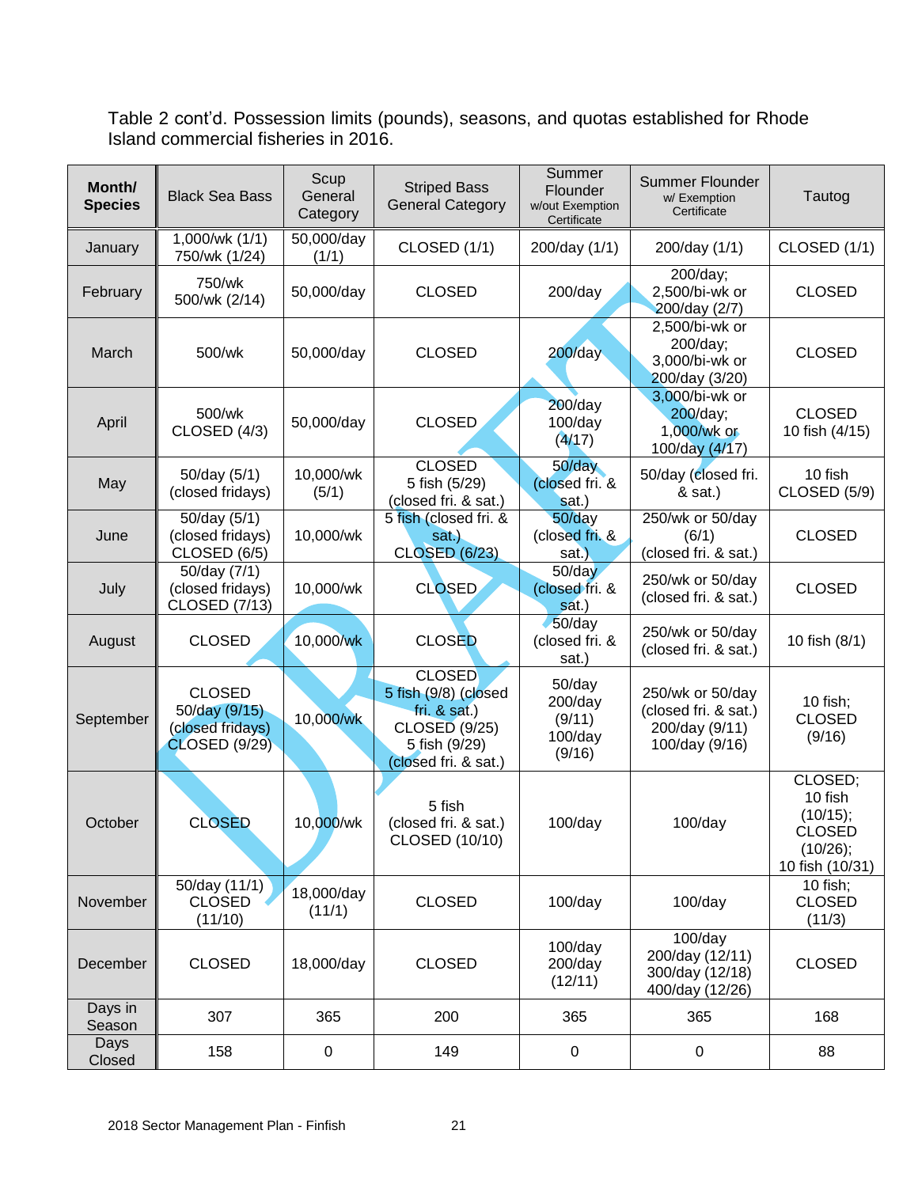Table 2 cont'd. Possession limits (pounds), seasons, and quotas established for Rhode Island commercial fisheries in 2016.

| **Month/ Species** | Black Sea Bass | Scup General Category | Striped Bass General Category | Summer Flounder w/out Exemption Certificate | Summer Flounder w/ Exemption Certificate | Tautog |
|---|---|---|---|---|---|---|
| January | 1,000/wk (1/1) 750/wk (1/24) | 50,000/day (1/1) | CLOSED (1/1) | 200/day (1/1) | 200/day (1/1) | CLOSED (1/1) |
| February | 750/wk 500/wk (2/14) | 50,000/day | CLOSED | 200/day | 200/day; 2,500/bi-wk or 200/day (2/7) | CLOSED |
| March | 500/wk | 50,000/day | CLOSED | 200/day | 2,500/bi-wk or 200/day; 3,000/bi-wk or 200/day (3/20) | CLOSED |
| April | 500/wk CLOSED (4/3) | 50,000/day | CLOSED | 200/day 100/day (4/17) | 3,000/bi-wk or 200/day; 1,000/wk or 100/day (4/17) | CLOSED 10 fish (4/15) |
| May | 50/day (5/1) (closed fridays) | 10,000/wk (5/1) | CLOSED 5 fish (5/29) (closed fri. & sat.) | 50/day (closed fri. & sat.) | 50/day (closed fri. & sat.) | 10 fish CLOSED (5/9) |
| June | 50/day (5/1) (closed fridays) CLOSED (6/5) | 10,000/wk | 5 fish (closed fri. & sat.) CLOSED (6/23) | 50/day (closed fri. & sat.) | 250/wk or 50/day (6/1) (closed fri. & sat.) | CLOSED |
| July | 50/day (7/1) (closed fridays) CLOSED (7/13) | 10,000/wk | CLOSED | 50/day (closed fri. & sat.) | 250/wk or 50/day (closed fri. & sat.) | CLOSED |
| August | CLOSED | 10,000/wk | CLOSED | 50/day (closed fri. & sat.) | 250/wk or 50/day (closed fri. & sat.) | 10 fish (8/1) |
| September | CLOSED 50/day (9/15) (closed fridays) CLOSED (9/29) | 10,000/wk | CLOSED 5 fish (9/8) (closed fri. & sat.) CLOSED (9/25) 5 fish (9/29) (closed fri. & sat.) | 50/day 200/day (9/11) 100/day (9/16) | 250/wk or 50/day (closed fri. & sat.) 200/day (9/11) 100/day (9/16) | 10 fish; CLOSED (9/16) |
| October | CLOSED | 10,000/wk | 5 fish (closed fri. & sat.) CLOSED (10/10) | 100/day | 100/day | CLOSED; 10 fish (10/15); CLOSED (10/26); 10 fish (10/31) |
| November | 50/day (11/1) CLOSED (11/10) | 18,000/day (11/1) | CLOSED | 100/day | 100/day | 10 fish; CLOSED (11/3) |
| December | CLOSED | 18,000/day | CLOSED | 100/day 200/day (12/11) | 100/day 200/day (12/11) 300/day (12/18) 400/day (12/26) | CLOSED |
| Days in Season | 307 | 365 | 200 | 365 | 365 | 168 |
| Days Closed | 158 | 0 | 149 | 0 | 0 | 88 |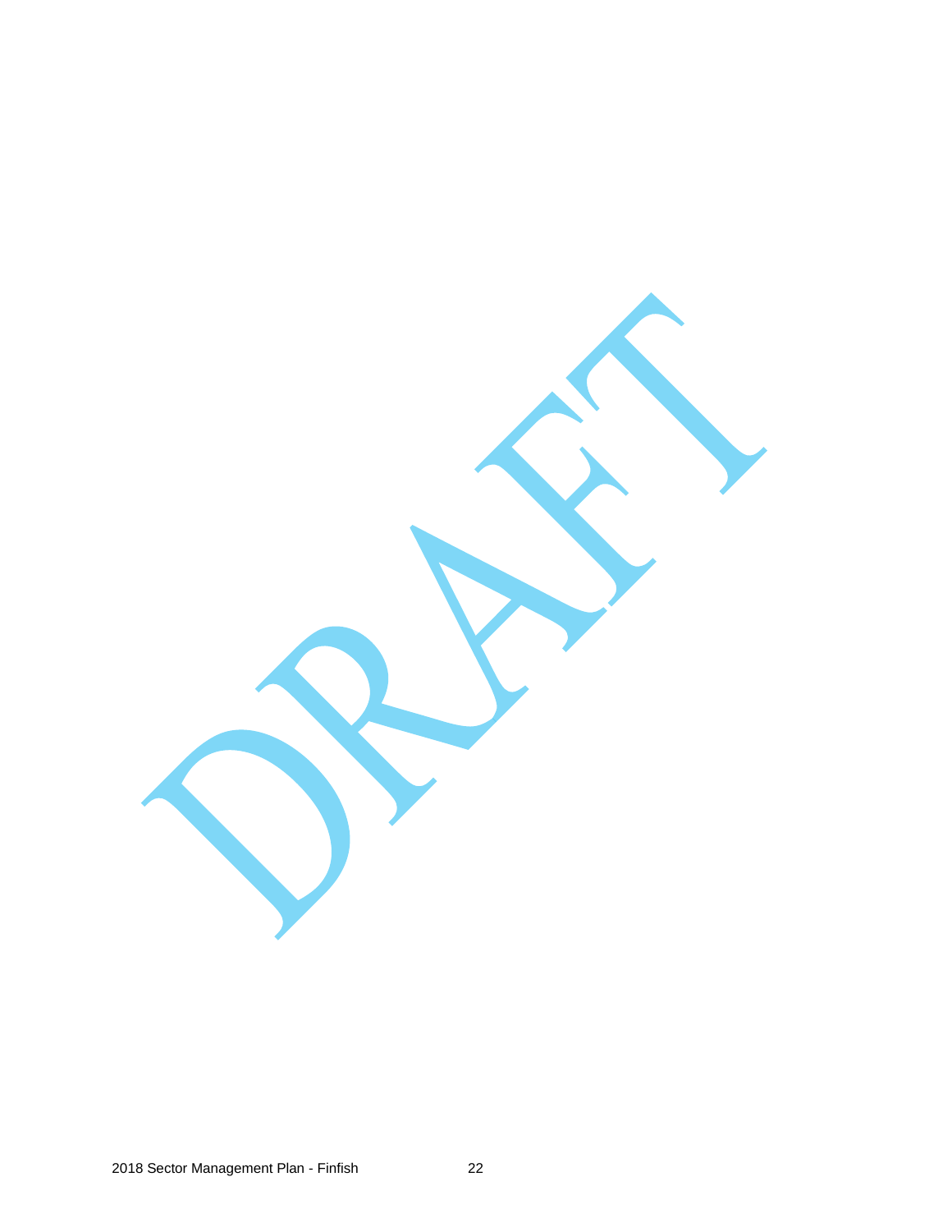DRAFT